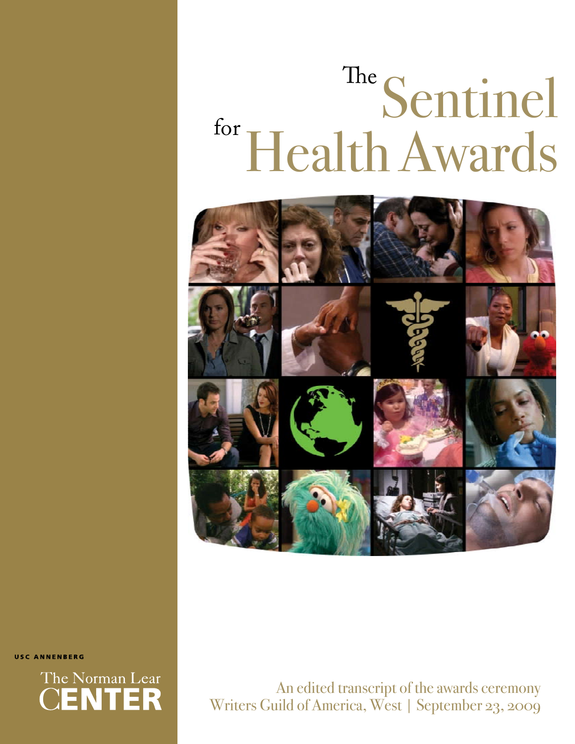# The Sentinel for Health Awards

USC ANNENBERG

The Norman Lear CENTER

An edited transcript of the awards ceremony
Writers Guild of America, West | September 23, 2009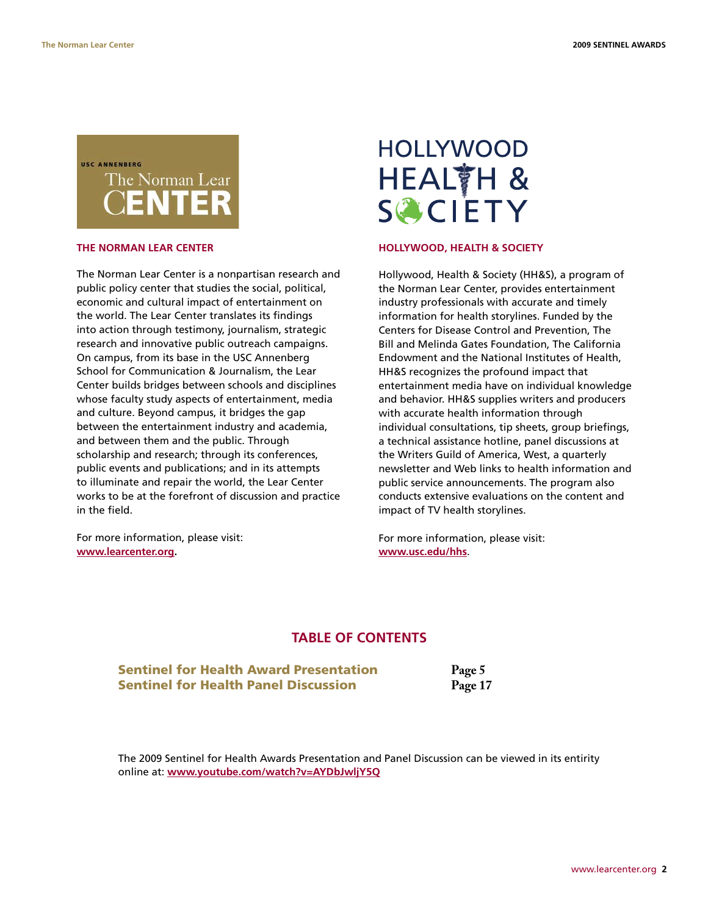## THE NORMAN LEAR CENTER

The Norman Lear Center is a nonpartisan research and public policy center that studies the social, political, economic and cultural impact of entertainment on the world. The Lear Center translates its findings into action through testimony, journalism, strategic research and innovative public outreach campaigns. On campus, from its base in the USC Annenberg School for Communication & Journalism, the Lear Center builds bridges between schools and disciplines whose faculty study aspects of entertainment, media and culture. Beyond campus, it bridges the gap between the entertainment industry and academia, and between them and the public. Through scholarship and research; through its conferences, public events and publications; and in its attempts to illuminate and repair the world, the Lear Center works to be at the forefront of discussion and practice in the field.

For more information, please visit: **www.learcenter.org**.

## HOLLYWOOD, HEALTH & SOCIETY

Hollywood, Health & Society (HH&S), a program of the Norman Lear Center, provides entertainment industry professionals with accurate and timely information for health storylines. Funded by the Centers for Disease Control and Prevention, The Bill and Melinda Gates Foundation, The California Endowment and the National Institutes of Health, HH&S recognizes the profound impact that entertainment media have on individual knowledge and behavior. HH&S supplies writers and producers with accurate health information through individual consultations, tip sheets, group briefings, a technical assistance hotline, panel discussions at the Writers Guild of America, West, a quarterly newsletter and Web links to health information and public service announcements. The program also conducts extensive evaluations on the content and impact of TV health storylines.

For more information, please visit: **www.usc.edu/hhs**.

## TABLE OF CONTENTS

| | |
|---|---|
| **Sentinel for Health Award Presentation** | **Page 5** |
| **Sentinel for Health Panel Discussion** | **Page 17** |

The 2009 Sentinel for Health Awards Presentation and Panel Discussion can be viewed in its entirity online at: **www.youtube.com/watch?v=AYDbJwljY5Q**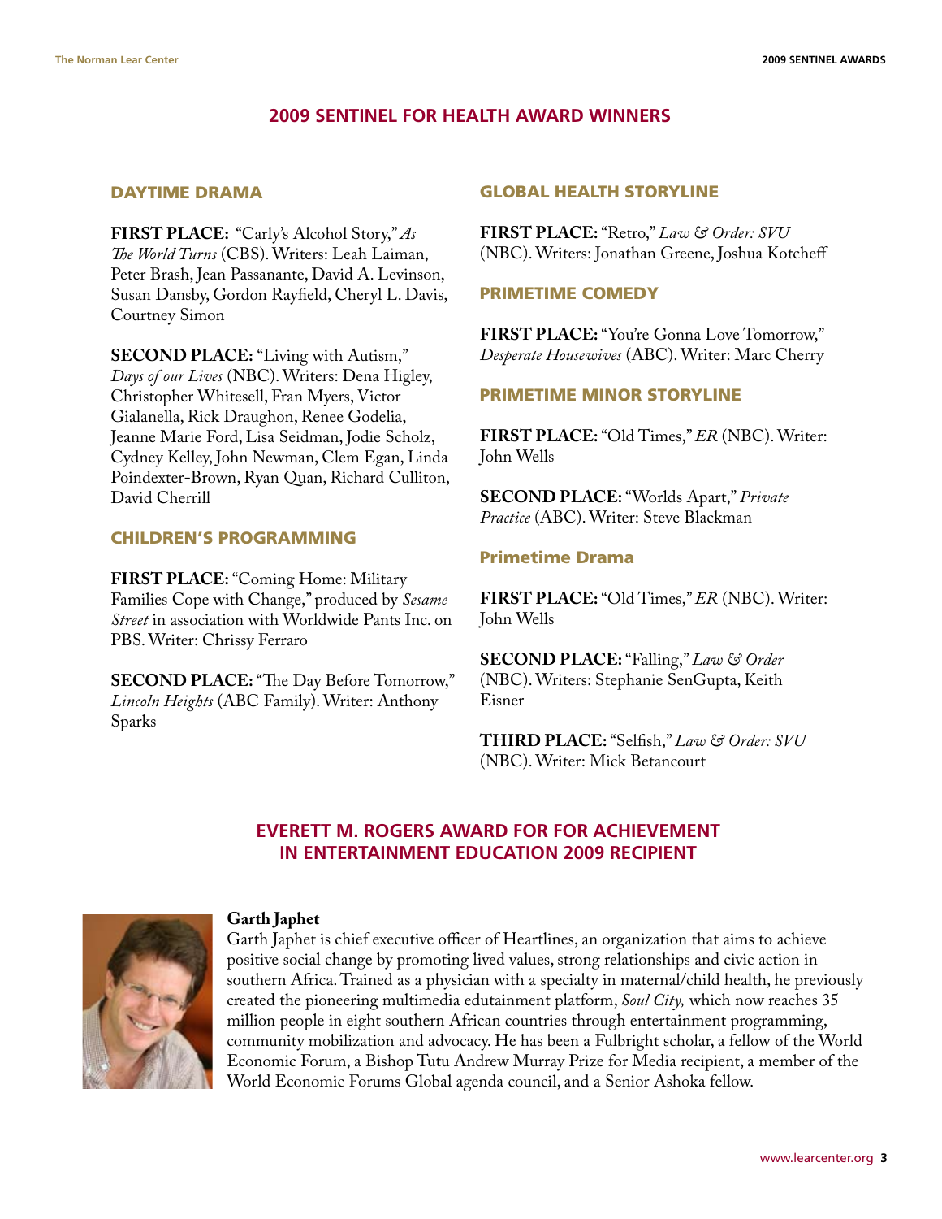## 2009 SENTINEL FOR HEALTH AWARD WINNERS

### DAYTIME DRAMA

**FIRST PLACE:** "Carly's Alcohol Story," *As The World Turns* (CBS). Writers: Leah Laiman, Peter Brash, Jean Passanante, David A. Levinson, Susan Dansby, Gordon Rayfield, Cheryl L. Davis, Courtney Simon

**SECOND PLACE:** "Living with Autism," *Days of our Lives* (NBC). Writers: Dena Higley, Christopher Whitesell, Fran Myers, Victor Gialanella, Rick Draughon, Renee Godelia, Jeanne Marie Ford, Lisa Seidman, Jodie Scholz, Cydney Kelley, John Newman, Clem Egan, Linda Poindexter-Brown, Ryan Quan, Richard Culliton, David Cherrill

### CHILDREN'S PROGRAMMING

**FIRST PLACE:** "Coming Home: Military Families Cope with Change," produced by *Sesame Street* in association with Worldwide Pants Inc. on PBS. Writer: Chrissy Ferraro

**SECOND PLACE:** "The Day Before Tomorrow," *Lincoln Heights* (ABC Family). Writer: Anthony Sparks

### GLOBAL HEALTH STORYLINE

**FIRST PLACE:** "Retro," *Law & Order: SVU* (NBC). Writers: Jonathan Greene, Joshua Kotcheff

### PRIMETIME COMEDY

**FIRST PLACE:** "You're Gonna Love Tomorrow," *Desperate Housewives* (ABC). Writer: Marc Cherry

### PRIMETIME MINOR STORYLINE

**FIRST PLACE:** "Old Times," *ER* (NBC). Writer: John Wells

**SECOND PLACE:** "Worlds Apart," *Private Practice* (ABC). Writer: Steve Blackman

### Primetime Drama

**FIRST PLACE:** "Old Times," *ER* (NBC). Writer: John Wells

**SECOND PLACE:** "Falling," *Law & Order* (NBC). Writers: Stephanie SenGupta, Keith Eisner

**THIRD PLACE:** "Selfish," *Law & Order: SVU* (NBC). Writer: Mick Betancourt

## EVERETT M. ROGERS AWARD FOR FOR ACHIEVEMENT IN ENTERTAINMENT EDUCATION 2009 RECIPIENT

**Garth Japhet**

Garth Japhet is chief executive officer of Heartlines, an organization that aims to achieve positive social change by promoting lived values, strong relationships and civic action in southern Africa. Trained as a physician with a specialty in maternal/child health, he previously created the pioneering multimedia edutainment platform, *Soul City,* which now reaches 35 million people in eight southern African countries through entertainment programming, community mobilization and advocacy. He has been a Fulbright scholar, a fellow of the World Economic Forum, a Bishop Tutu Andrew Murray Prize for Media recipient, a member of the World Economic Forums Global agenda council, and a Senior Ashoka fellow.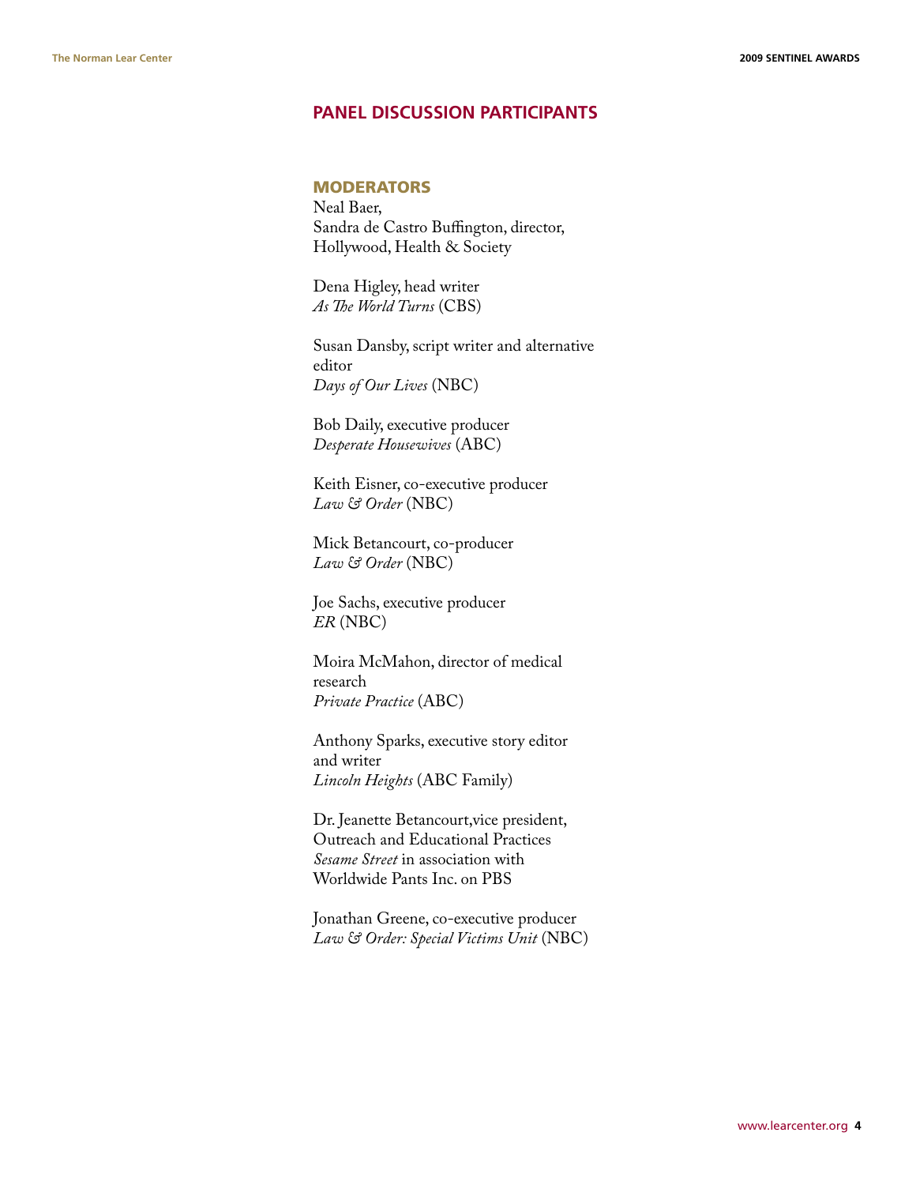## PANEL DISCUSSION PARTICIPANTS

### MODERATORS

Neal Baer,
Sandra de Castro Buffington, director,
Hollywood, Health & Society

Dena Higley, head writer
*As The World Turns* (CBS)

Susan Dansby, script writer and alternative editor
*Days of Our Lives* (NBC)

Bob Daily, executive producer
*Desperate Housewives* (ABC)

Keith Eisner, co-executive producer
*Law & Order* (NBC)

Mick Betancourt, co-producer
*Law & Order* (NBC)

Joe Sachs, executive producer
*ER* (NBC)

Moira McMahon, director of medical research
*Private Practice* (ABC)

Anthony Sparks, executive story editor and writer
*Lincoln Heights* (ABC Family)

Dr. Jeanette Betancourt,vice president, Outreach and Educational Practices
*Sesame Street* in association with Worldwide Pants Inc. on PBS

Jonathan Greene, co-executive producer
*Law & Order: Special Victims Unit* (NBC)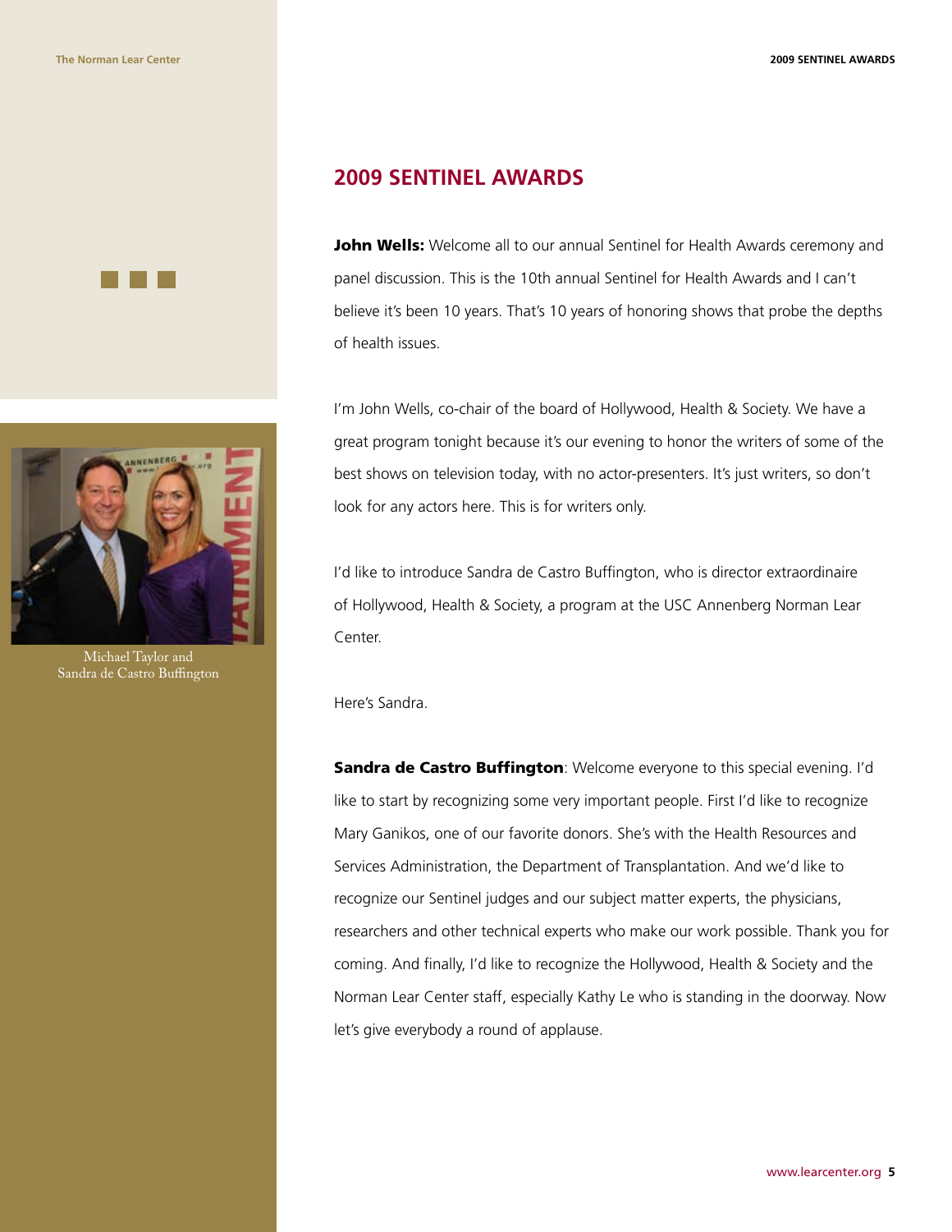## 2009 SENTINEL AWARDS

**John Wells:** Welcome all to our annual Sentinel for Health Awards ceremony and panel discussion. This is the 10th annual Sentinel for Health Awards and I can't believe it's been 10 years. That's 10 years of honoring shows that probe the depths of health issues.

I'm John Wells, co-chair of the board of Hollywood, Health & Society. We have a great program tonight because it's our evening to honor the writers of some of the best shows on television today, with no actor-presenters. It's just writers, so don't look for any actors here. This is for writers only.

I'd like to introduce Sandra de Castro Buffington, who is director extraordinaire of Hollywood, Health & Society, a program at the USC Annenberg Norman Lear Center.

Here's Sandra.

**Sandra de Castro Buffington**: Welcome everyone to this special evening. I'd like to start by recognizing some very important people. First I'd like to recognize Mary Ganikos, one of our favorite donors. She's with the Health Resources and Services Administration, the Department of Transplantation. And we'd like to recognize our Sentinel judges and our subject matter experts, the physicians, researchers and other technical experts who make our work possible. Thank you for coming. And finally, I'd like to recognize the Hollywood, Health & Society and the Norman Lear Center staff, especially Kathy Le who is standing in the doorway. Now let's give everybody a round of applause.

Michael Taylor and Sandra de Castro Buffington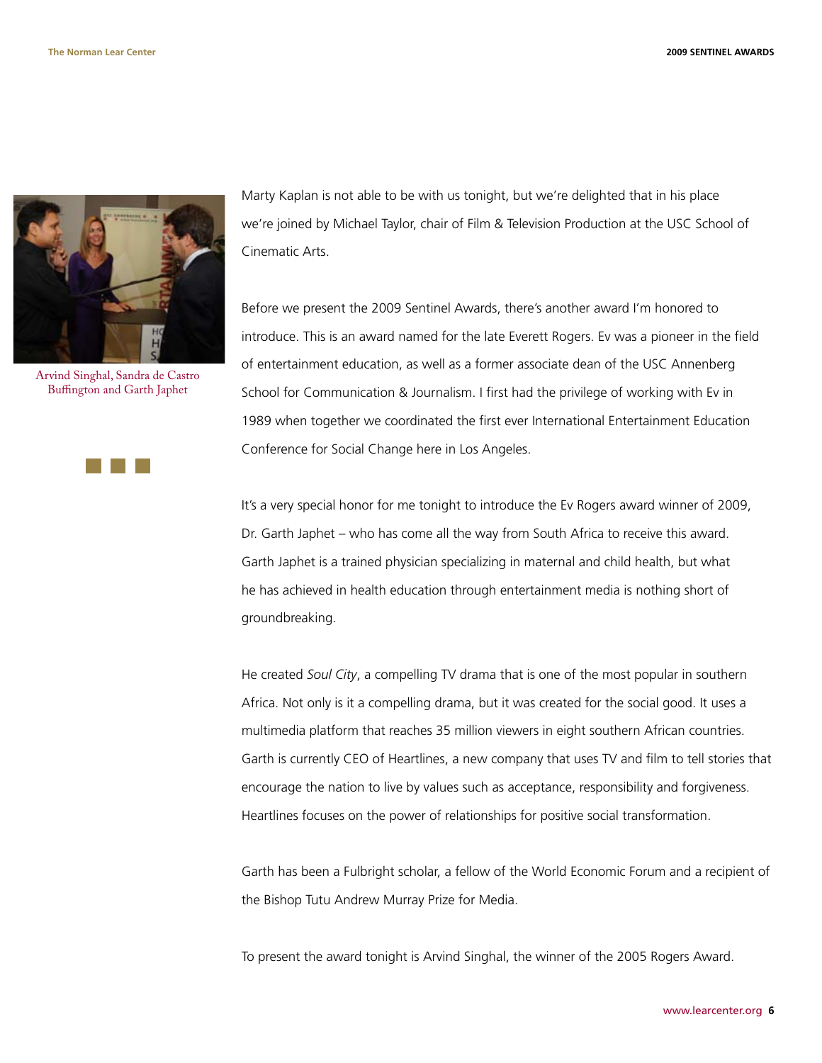Arvind Singhal, Sandra de Castro Buffington and Garth Japhet

Marty Kaplan is not able to be with us tonight, but we're delighted that in his place we're joined by Michael Taylor, chair of Film & Television Production at the USC School of Cinematic Arts.

Before we present the 2009 Sentinel Awards, there's another award I'm honored to introduce. This is an award named for the late Everett Rogers. Ev was a pioneer in the field of entertainment education, as well as a former associate dean of the USC Annenberg School for Communication & Journalism. I first had the privilege of working with Ev in 1989 when together we coordinated the first ever International Entertainment Education Conference for Social Change here in Los Angeles.

It's a very special honor for me tonight to introduce the Ev Rogers award winner of 2009, Dr. Garth Japhet – who has come all the way from South Africa to receive this award. Garth Japhet is a trained physician specializing in maternal and child health, but what he has achieved in health education through entertainment media is nothing short of groundbreaking.

He created *Soul City*, a compelling TV drama that is one of the most popular in southern Africa. Not only is it a compelling drama, but it was created for the social good. It uses a multimedia platform that reaches 35 million viewers in eight southern African countries. Garth is currently CEO of Heartlines, a new company that uses TV and film to tell stories that encourage the nation to live by values such as acceptance, responsibility and forgiveness. Heartlines focuses on the power of relationships for positive social transformation.

Garth has been a Fulbright scholar, a fellow of the World Economic Forum and a recipient of the Bishop Tutu Andrew Murray Prize for Media.

To present the award tonight is Arvind Singhal, the winner of the 2005 Rogers Award.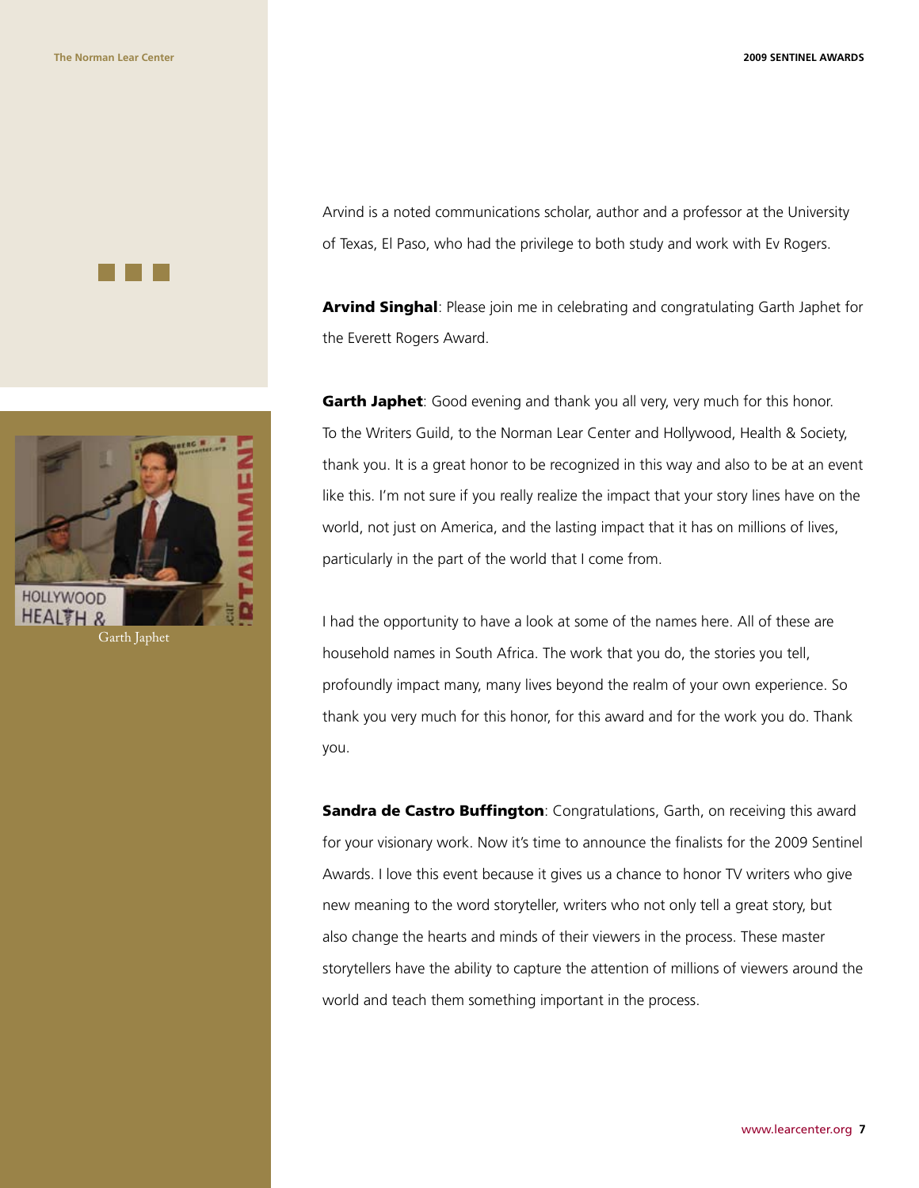Arvind is a noted communications scholar, author and a professor at the University of Texas, El Paso, who had the privilege to both study and work with Ev Rogers.

**Arvind Singhal**: Please join me in celebrating and congratulating Garth Japhet for the Everett Rogers Award.

**Garth Japhet**: Good evening and thank you all very, very much for this honor. To the Writers Guild, to the Norman Lear Center and Hollywood, Health & Society, thank you. It is a great honor to be recognized in this way and also to be at an event like this. I'm not sure if you really realize the impact that your story lines have on the world, not just on America, and the lasting impact that it has on millions of lives, particularly in the part of the world that I come from.

I had the opportunity to have a look at some of the names here. All of these are household names in South Africa. The work that you do, the stories you tell, profoundly impact many, many lives beyond the realm of your own experience. So thank you very much for this honor, for this award and for the work you do. Thank you.

**Sandra de Castro Buffington**: Congratulations, Garth, on receiving this award for your visionary work. Now it's time to announce the finalists for the 2009 Sentinel Awards. I love this event because it gives us a chance to honor TV writers who give new meaning to the word storyteller, writers who not only tell a great story, but also change the hearts and minds of their viewers in the process. These master storytellers have the ability to capture the attention of millions of viewers around the world and teach them something important in the process.

Garth Japhet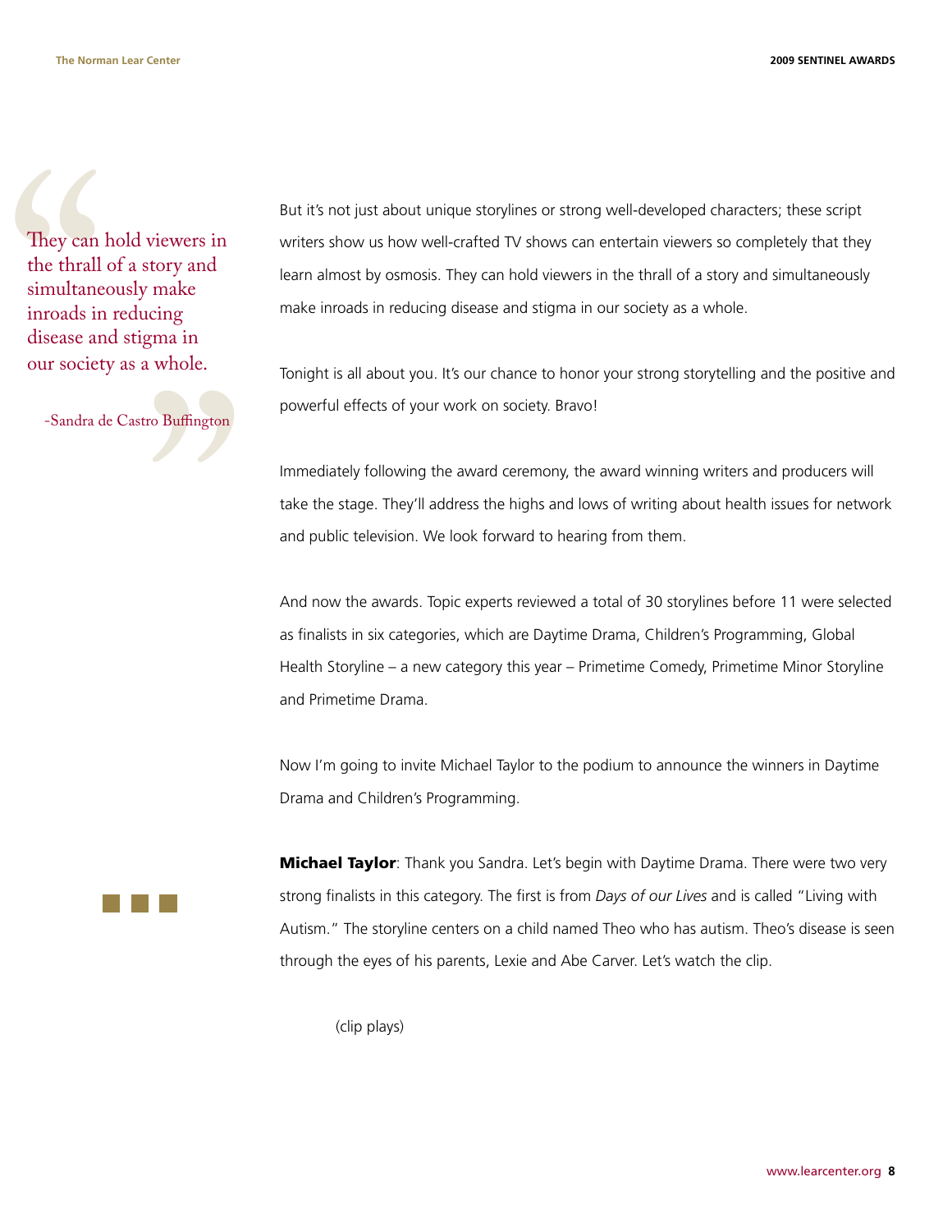> They can hold viewers in the thrall of a story and simultaneously make inroads in reducing disease and stigma in our society as a whole.
>
> -Sandra de Castro Buffington

But it's not just about unique storylines or strong well-developed characters; these script writers show us how well-crafted TV shows can entertain viewers so completely that they learn almost by osmosis. They can hold viewers in the thrall of a story and simultaneously make inroads in reducing disease and stigma in our society as a whole.

Tonight is all about you. It's our chance to honor your strong storytelling and the positive and powerful effects of your work on society. Bravo!

Immediately following the award ceremony, the award winning writers and producers will take the stage. They'll address the highs and lows of writing about health issues for network and public television. We look forward to hearing from them.

And now the awards. Topic experts reviewed a total of 30 storylines before 11 were selected as finalists in six categories, which are Daytime Drama, Children's Programming, Global Health Storyline – a new category this year – Primetime Comedy, Primetime Minor Storyline and Primetime Drama.

Now I'm going to invite Michael Taylor to the podium to announce the winners in Daytime Drama and Children's Programming.

**Michael Taylor**: Thank you Sandra. Let's begin with Daytime Drama. There were two very strong finalists in this category. The first is from *Days of our Lives* and is called "Living with Autism." The storyline centers on a child named Theo who has autism. Theo's disease is seen through the eyes of his parents, Lexie and Abe Carver. Let's watch the clip.

(clip plays)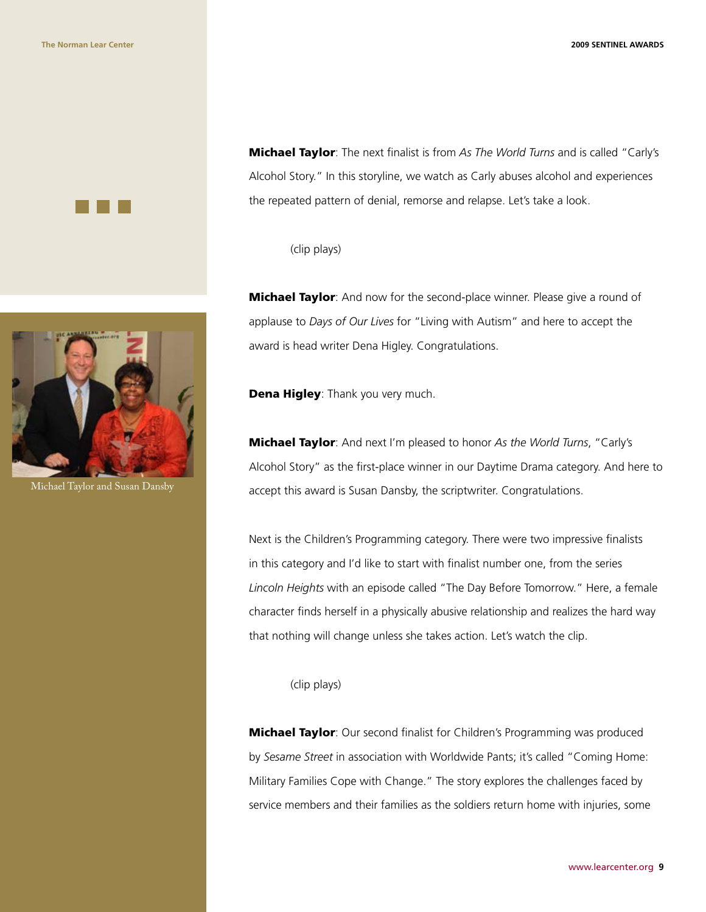**Michael Taylor**: The next finalist is from *As The World Turns* and is called "Carly's Alcohol Story." In this storyline, we watch as Carly abuses alcohol and experiences the repeated pattern of denial, remorse and relapse. Let's take a look.

(clip plays)

**Michael Taylor**: And now for the second-place winner. Please give a round of applause to *Days of Our Lives* for "Living with Autism" and here to accept the award is head writer Dena Higley. Congratulations.

**Dena Higley**: Thank you very much.

**Michael Taylor**: And next I'm pleased to honor *As the World Turns*, "Carly's Alcohol Story" as the first-place winner in our Daytime Drama category. And here to accept this award is Susan Dansby, the scriptwriter. Congratulations.

Next is the Children's Programming category. There were two impressive finalists in this category and I'd like to start with finalist number one, from the series *Lincoln Heights* with an episode called "The Day Before Tomorrow." Here, a female character finds herself in a physically abusive relationship and realizes the hard way that nothing will change unless she takes action. Let's watch the clip.

(clip plays)

**Michael Taylor**: Our second finalist for Children's Programming was produced by *Sesame Street* in association with Worldwide Pants; it's called "Coming Home: Military Families Cope with Change." The story explores the challenges faced by service members and their families as the soldiers return home with injuries, some

Michael Taylor and Susan Dansby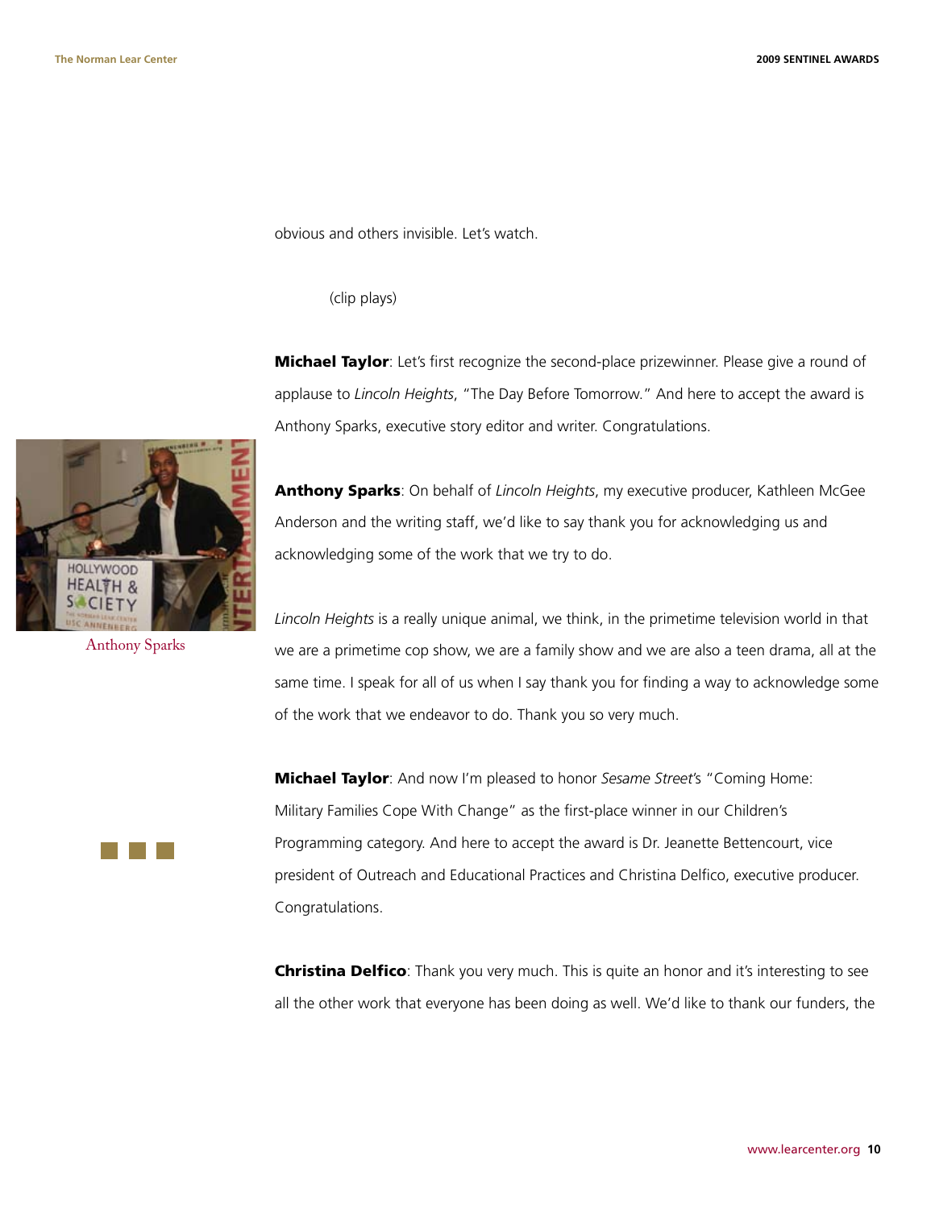obvious and others invisible. Let's watch.

(clip plays)

**Michael Taylor**: Let's first recognize the second-place prizewinner. Please give a round of applause to *Lincoln Heights*, "The Day Before Tomorrow." And here to accept the award is Anthony Sparks, executive story editor and writer. Congratulations.

Anthony Sparks

**Anthony Sparks**: On behalf of *Lincoln Heights*, my executive producer, Kathleen McGee Anderson and the writing staff, we'd like to say thank you for acknowledging us and acknowledging some of the work that we try to do.

*Lincoln Heights* is a really unique animal, we think, in the primetime television world in that we are a primetime cop show, we are a family show and we are also a teen drama, all at the same time. I speak for all of us when I say thank you for finding a way to acknowledge some of the work that we endeavor to do. Thank you so very much.

**Michael Taylor**: And now I'm pleased to honor *Sesame Street*'s "Coming Home: Military Families Cope With Change" as the first-place winner in our Children's Programming category. And here to accept the award is Dr. Jeanette Bettencourt, vice president of Outreach and Educational Practices and Christina Delfico, executive producer. Congratulations.

**Christina Delfico**: Thank you very much. This is quite an honor and it's interesting to see all the other work that everyone has been doing as well. We'd like to thank our funders, the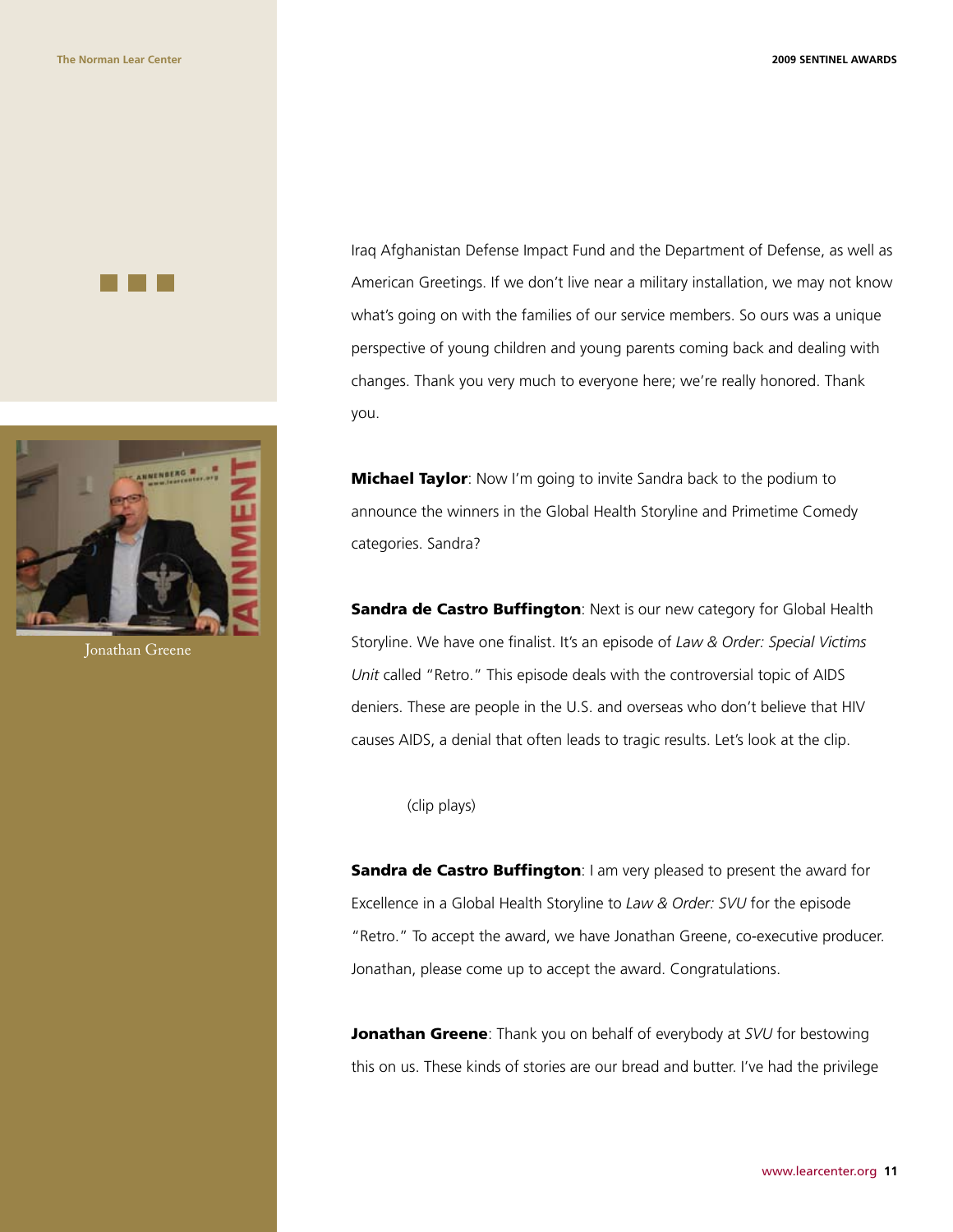Iraq Afghanistan Defense Impact Fund and the Department of Defense, as well as American Greetings. If we don't live near a military installation, we may not know what's going on with the families of our service members. So ours was a unique perspective of young children and young parents coming back and dealing with changes. Thank you very much to everyone here; we're really honored. Thank you.

Jonathan Greene

**Michael Taylor**: Now I'm going to invite Sandra back to the podium to announce the winners in the Global Health Storyline and Primetime Comedy categories. Sandra?

**Sandra de Castro Buffington**: Next is our new category for Global Health Storyline. We have one finalist. It's an episode of *Law & Order: Special Victims Unit* called "Retro." This episode deals with the controversial topic of AIDS deniers. These are people in the U.S. and overseas who don't believe that HIV causes AIDS, a denial that often leads to tragic results. Let's look at the clip.

(clip plays)

**Sandra de Castro Buffington**: I am very pleased to present the award for Excellence in a Global Health Storyline to *Law & Order: SVU* for the episode "Retro." To accept the award, we have Jonathan Greene, co-executive producer. Jonathan, please come up to accept the award. Congratulations.

**Jonathan Greene**: Thank you on behalf of everybody at *SVU* for bestowing this on us. These kinds of stories are our bread and butter. I've had the privilege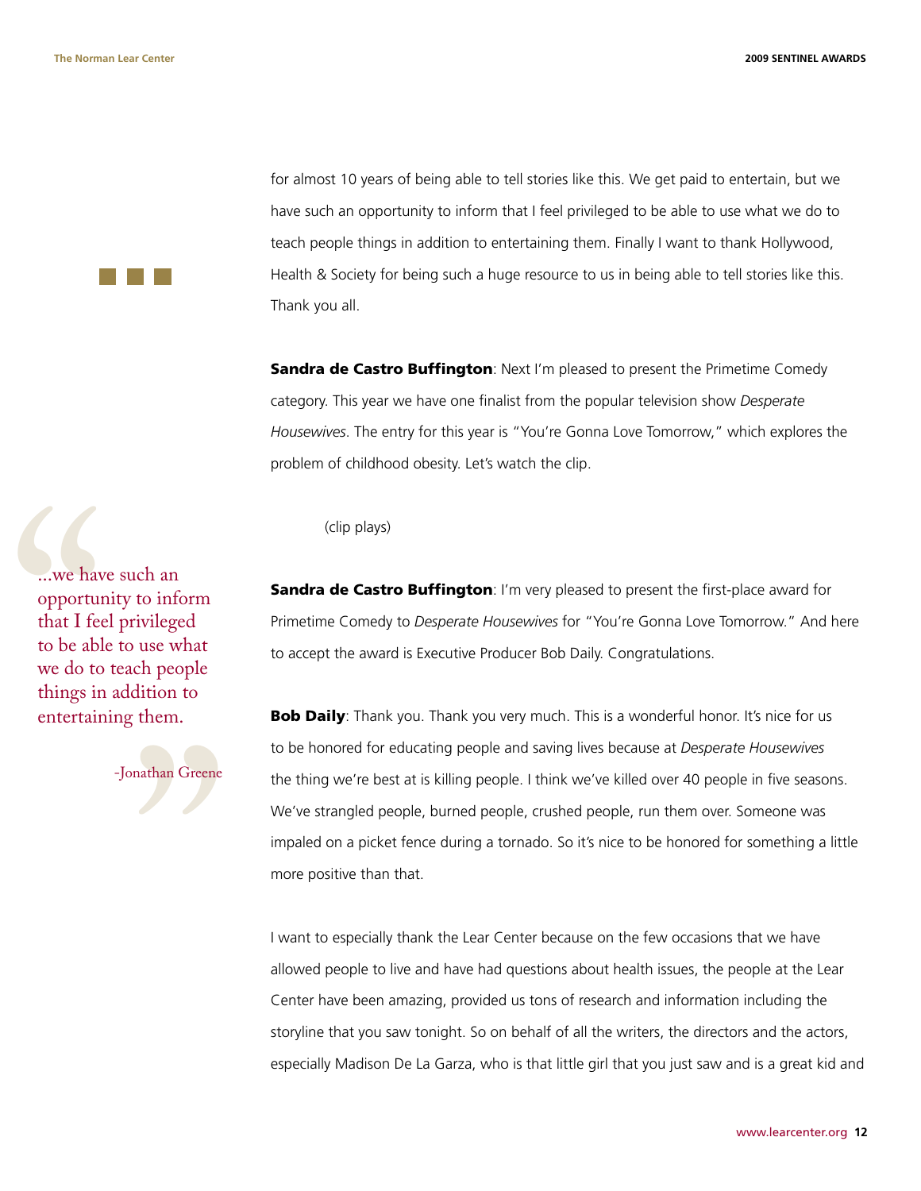for almost 10 years of being able to tell stories like this. We get paid to entertain, but we have such an opportunity to inform that I feel privileged to be able to use what we do to teach people things in addition to entertaining them. Finally I want to thank Hollywood, Health & Society for being such a huge resource to us in being able to tell stories like this. Thank you all.

> "...we have such an opportunity to inform that I feel privileged to be able to use what we do to teach people things in addition to entertaining them."
>
> -Jonathan Greene

**Sandra de Castro Buffington**: Next I'm pleased to present the Primetime Comedy category. This year we have one finalist from the popular television show *Desperate Housewives*. The entry for this year is "You're Gonna Love Tomorrow," which explores the problem of childhood obesity. Let's watch the clip.

(clip plays)

**Sandra de Castro Buffington**: I'm very pleased to present the first-place award for Primetime Comedy to *Desperate Housewives* for "You're Gonna Love Tomorrow." And here to accept the award is Executive Producer Bob Daily. Congratulations.

**Bob Daily**: Thank you. Thank you very much. This is a wonderful honor. It's nice for us to be honored for educating people and saving lives because at *Desperate Housewives* the thing we're best at is killing people. I think we've killed over 40 people in five seasons. We've strangled people, burned people, crushed people, run them over. Someone was impaled on a picket fence during a tornado. So it's nice to be honored for something a little more positive than that.

I want to especially thank the Lear Center because on the few occasions that we have allowed people to live and have had questions about health issues, the people at the Lear Center have been amazing, provided us tons of research and information including the storyline that you saw tonight. So on behalf of all the writers, the directors and the actors, especially Madison De La Garza, who is that little girl that you just saw and is a great kid and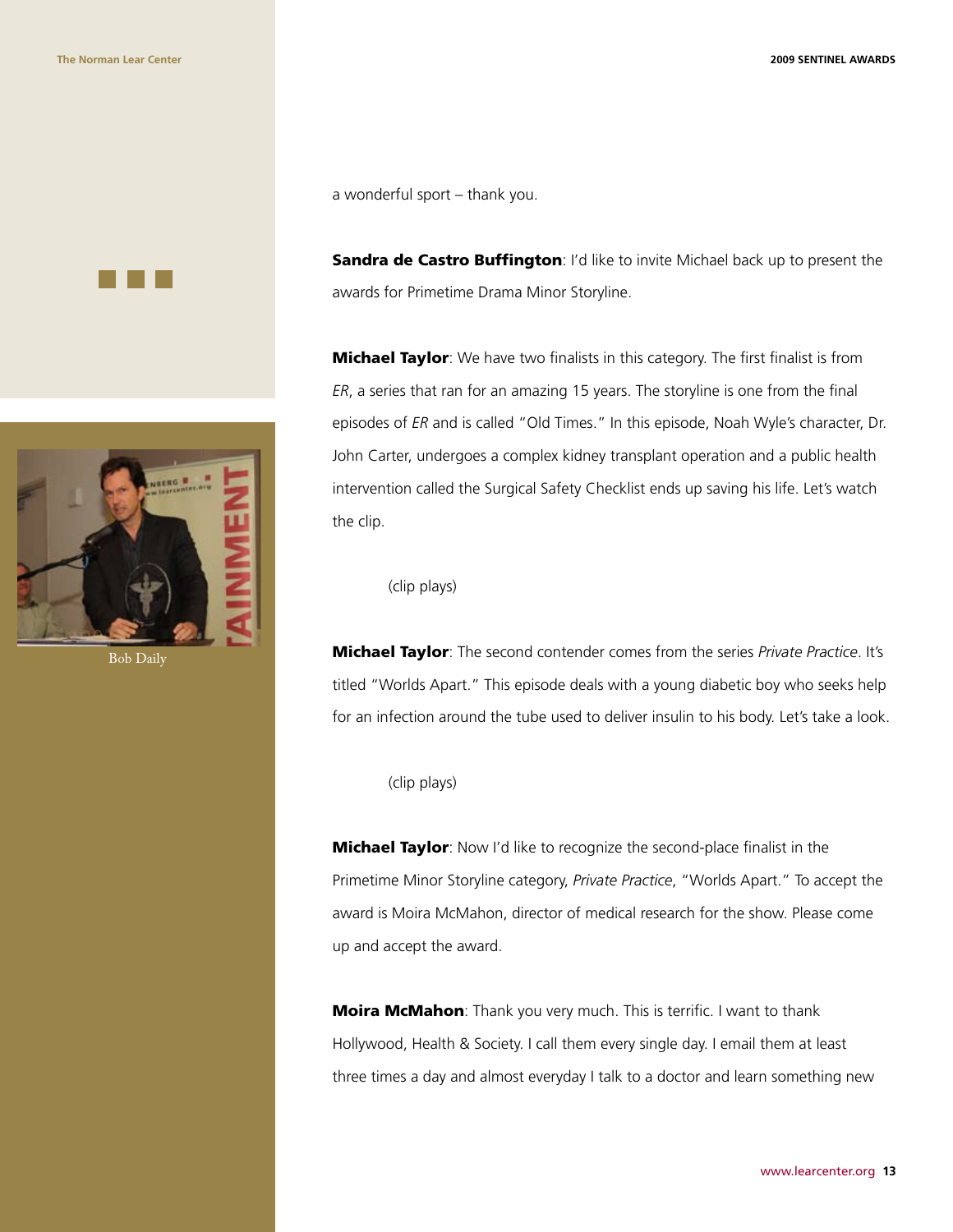a wonderful sport – thank you.

**Sandra de Castro Buffington**: I'd like to invite Michael back up to present the awards for Primetime Drama Minor Storyline.

**Michael Taylor**: We have two finalists in this category. The first finalist is from *ER*, a series that ran for an amazing 15 years. The storyline is one from the final episodes of *ER* and is called "Old Times." In this episode, Noah Wyle's character, Dr. John Carter, undergoes a complex kidney transplant operation and a public health intervention called the Surgical Safety Checklist ends up saving his life. Let's watch the clip.

(clip plays)

**Michael Taylor**: The second contender comes from the series *Private Practice*. It's titled "Worlds Apart." This episode deals with a young diabetic boy who seeks help for an infection around the tube used to deliver insulin to his body. Let's take a look.

(clip plays)

**Michael Taylor**: Now I'd like to recognize the second-place finalist in the Primetime Minor Storyline category, *Private Practice*, "Worlds Apart." To accept the award is Moira McMahon, director of medical research for the show. Please come up and accept the award.

**Moira McMahon**: Thank you very much. This is terrific. I want to thank Hollywood, Health & Society. I call them every single day. I email them at least three times a day and almost everyday I talk to a doctor and learn something new

Bob Daily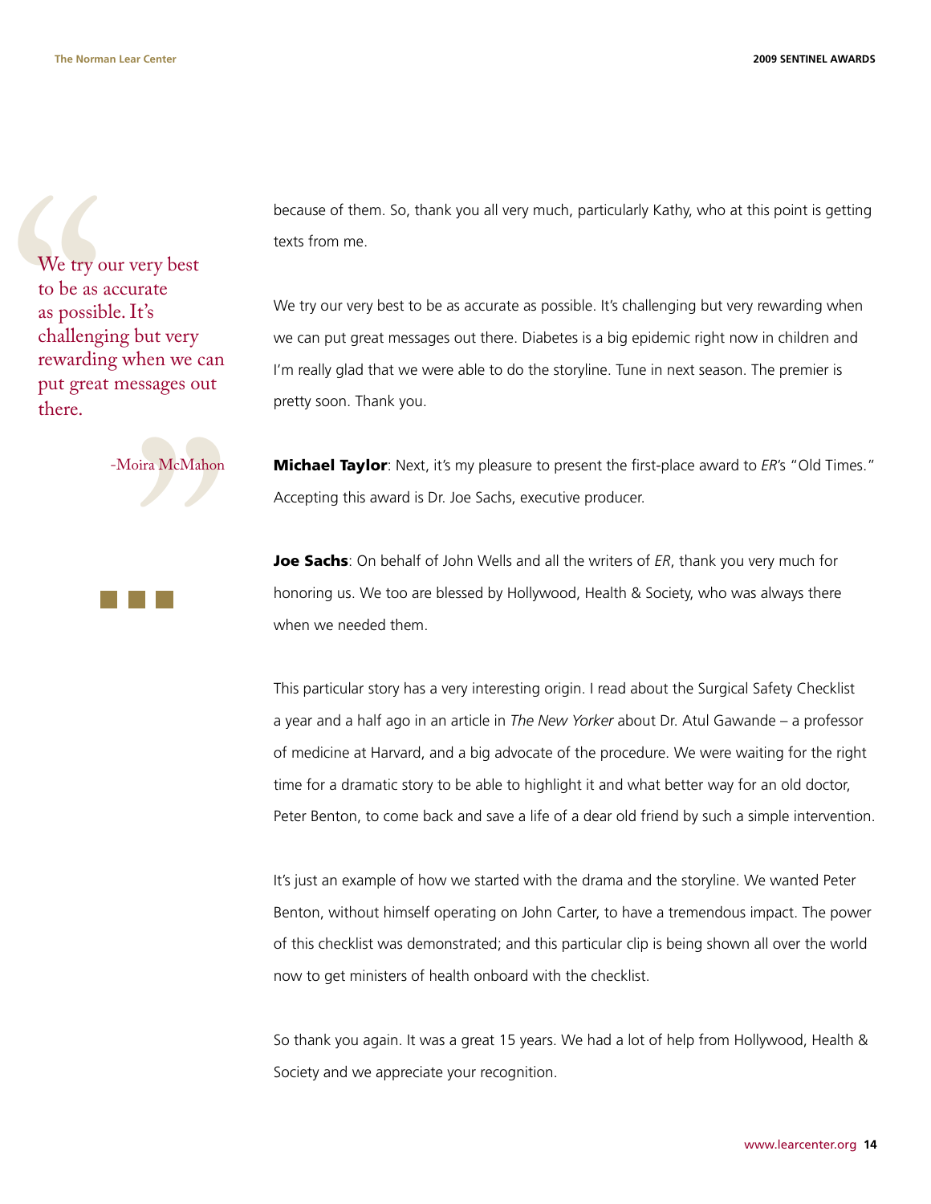> We try our very best to be as accurate as possible. It's challenging but very rewarding when we can put great messages out there.
>
> -Moira McMahon

because of them. So, thank you all very much, particularly Kathy, who at this point is getting texts from me.

We try our very best to be as accurate as possible. It's challenging but very rewarding when we can put great messages out there. Diabetes is a big epidemic right now in children and I'm really glad that we were able to do the storyline. Tune in next season. The premier is pretty soon. Thank you.

**Michael Taylor**: Next, it's my pleasure to present the first-place award to *ER*'s "Old Times." Accepting this award is Dr. Joe Sachs, executive producer.

**Joe Sachs**: On behalf of John Wells and all the writers of *ER*, thank you very much for honoring us. We too are blessed by Hollywood, Health & Society, who was always there when we needed them.

This particular story has a very interesting origin. I read about the Surgical Safety Checklist a year and a half ago in an article in *The New Yorker* about Dr. Atul Gawande – a professor of medicine at Harvard, and a big advocate of the procedure. We were waiting for the right time for a dramatic story to be able to highlight it and what better way for an old doctor, Peter Benton, to come back and save a life of a dear old friend by such a simple intervention.

It's just an example of how we started with the drama and the storyline. We wanted Peter Benton, without himself operating on John Carter, to have a tremendous impact. The power of this checklist was demonstrated; and this particular clip is being shown all over the world now to get ministers of health onboard with the checklist.

So thank you again. It was a great 15 years. We had a lot of help from Hollywood, Health & Society and we appreciate your recognition.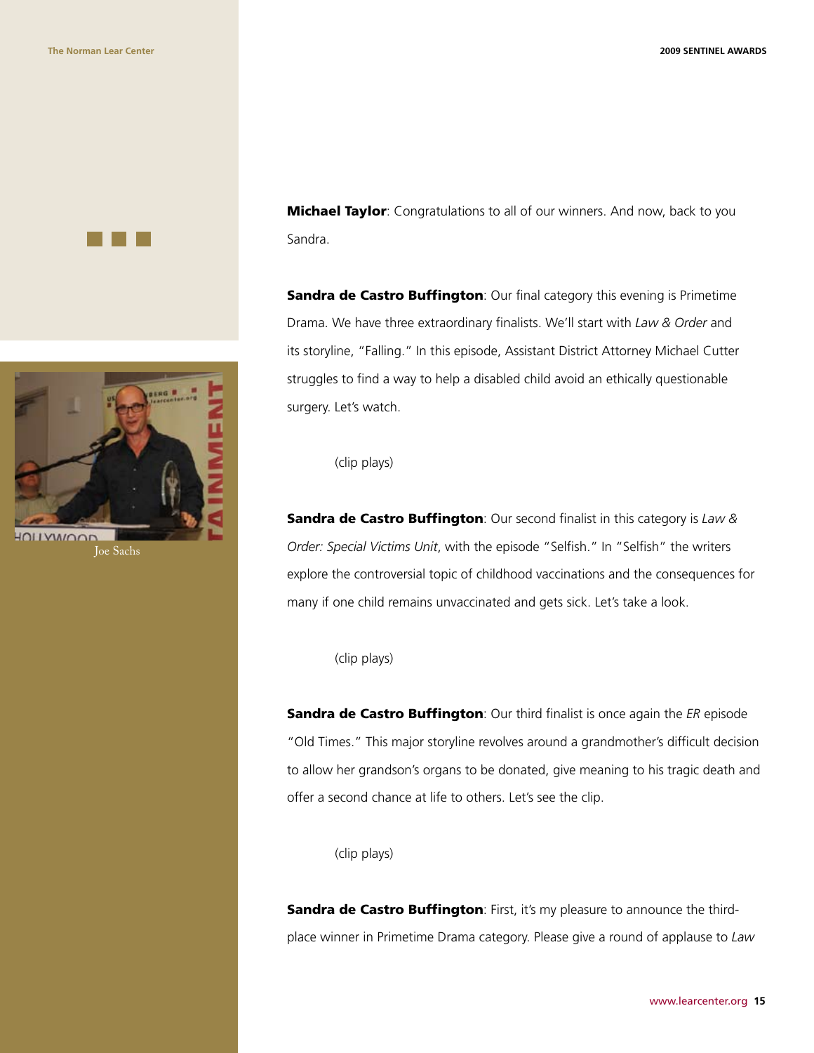Joe Sachs

**Michael Taylor**: Congratulations to all of our winners. And now, back to you Sandra.

**Sandra de Castro Buffington**: Our final category this evening is Primetime Drama. We have three extraordinary finalists. We'll start with *Law & Order* and its storyline, "Falling." In this episode, Assistant District Attorney Michael Cutter struggles to find a way to help a disabled child avoid an ethically questionable surgery. Let's watch.

(clip plays)

**Sandra de Castro Buffington**: Our second finalist in this category is *Law & Order: Special Victims Unit*, with the episode "Selfish." In "Selfish" the writers explore the controversial topic of childhood vaccinations and the consequences for many if one child remains unvaccinated and gets sick. Let's take a look.

(clip plays)

**Sandra de Castro Buffington**: Our third finalist is once again the *ER* episode "Old Times." This major storyline revolves around a grandmother's difficult decision to allow her grandson's organs to be donated, give meaning to his tragic death and offer a second chance at life to others. Let's see the clip.

(clip plays)

**Sandra de Castro Buffington**: First, it's my pleasure to announce the third-place winner in Primetime Drama category. Please give a round of applause to *Law*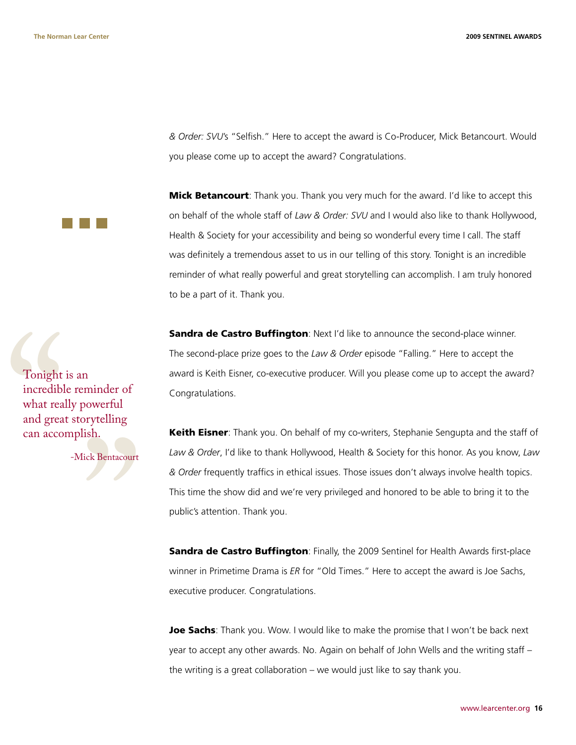*& Order: SVU*'s "Selfish." Here to accept the award is Co-Producer, Mick Betancourt. Would you please come up to accept the award? Congratulations.

**Mick Betancourt**: Thank you. Thank you very much for the award. I'd like to accept this on behalf of the whole staff of *Law & Order: SVU* and I would also like to thank Hollywood, Health & Society for your accessibility and being so wonderful every time I call. The staff was definitely a tremendous asset to us in our telling of this story. Tonight is an incredible reminder of what really powerful and great storytelling can accomplish. I am truly honored to be a part of it. Thank you.

> "Tonight is an incredible reminder of what really powerful and great storytelling can accomplish."
>
> -Mick Bentacourt

**Sandra de Castro Buffington**: Next I'd like to announce the second-place winner. The second-place prize goes to the *Law & Order* episode "Falling." Here to accept the award is Keith Eisner, co-executive producer. Will you please come up to accept the award? Congratulations.

**Keith Eisner**: Thank you. On behalf of my co-writers, Stephanie Sengupta and the staff of *Law & Order*, I'd like to thank Hollywood, Health & Society for this honor. As you know, *Law & Order* frequently traffics in ethical issues. Those issues don't always involve health topics. This time the show did and we're very privileged and honored to be able to bring it to the public's attention. Thank you.

**Sandra de Castro Buffington**: Finally, the 2009 Sentinel for Health Awards first-place winner in Primetime Drama is *ER* for "Old Times." Here to accept the award is Joe Sachs, executive producer. Congratulations.

**Joe Sachs**: Thank you. Wow. I would like to make the promise that I won't be back next year to accept any other awards. No. Again on behalf of John Wells and the writing staff – the writing is a great collaboration – we would just like to say thank you.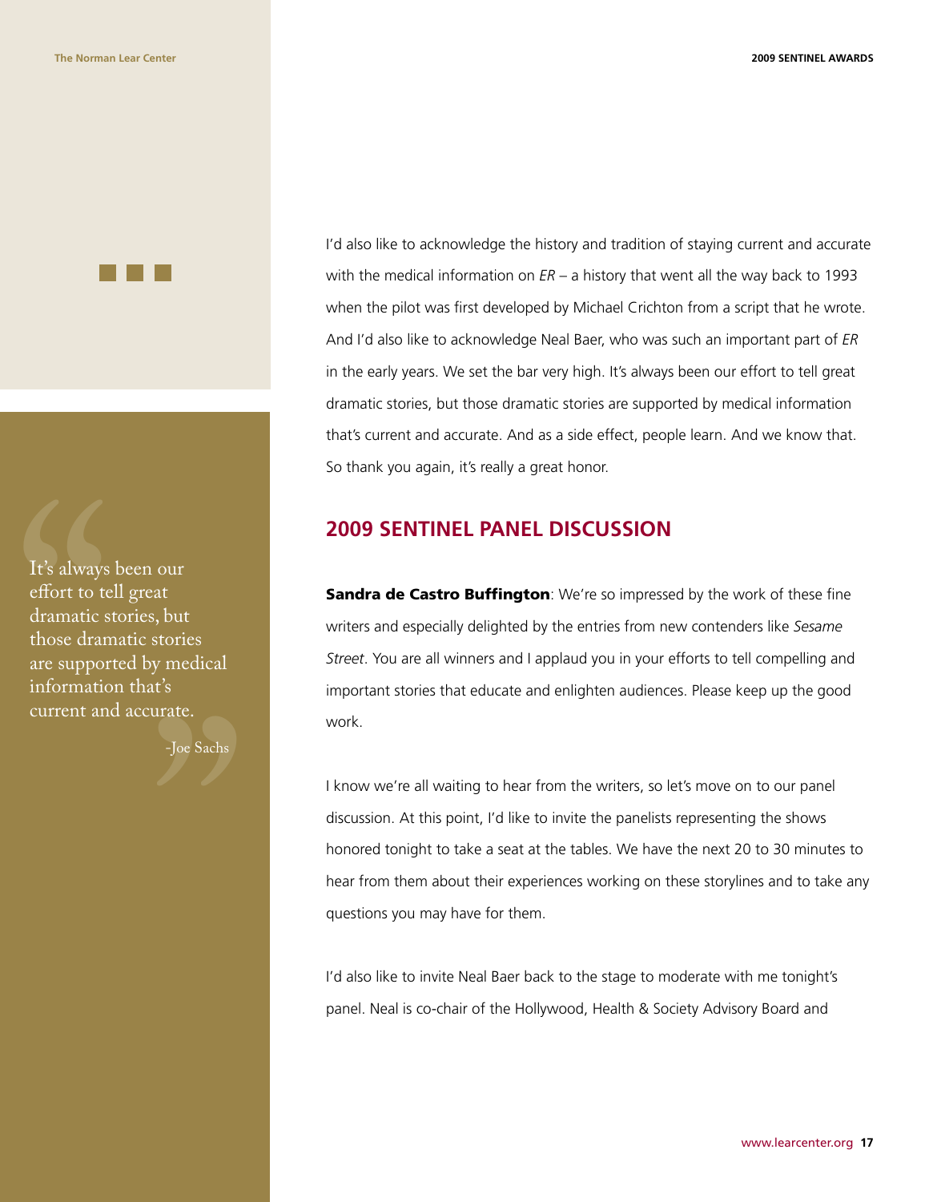I'd also like to acknowledge the history and tradition of staying current and accurate with the medical information on *ER* – a history that went all the way back to 1993 when the pilot was first developed by Michael Crichton from a script that he wrote. And I'd also like to acknowledge Neal Baer, who was such an important part of *ER* in the early years. We set the bar very high. It's always been our effort to tell great dramatic stories, but those dramatic stories are supported by medical information that's current and accurate. And as a side effect, people learn. And we know that. So thank you again, it's really a great honor.

> It's always been our effort to tell great dramatic stories, but those dramatic stories are supported by medical information that's current and accurate.
>
> -Joe Sachs

## 2009 SENTINEL PANEL DISCUSSION

**Sandra de Castro Buffington**: We're so impressed by the work of these fine writers and especially delighted by the entries from new contenders like *Sesame Street*. You are all winners and I applaud you in your efforts to tell compelling and important stories that educate and enlighten audiences. Please keep up the good work.

I know we're all waiting to hear from the writers, so let's move on to our panel discussion. At this point, I'd like to invite the panelists representing the shows honored tonight to take a seat at the tables. We have the next 20 to 30 minutes to hear from them about their experiences working on these storylines and to take any questions you may have for them.

I'd also like to invite Neal Baer back to the stage to moderate with me tonight's panel. Neal is co-chair of the Hollywood, Health & Society Advisory Board and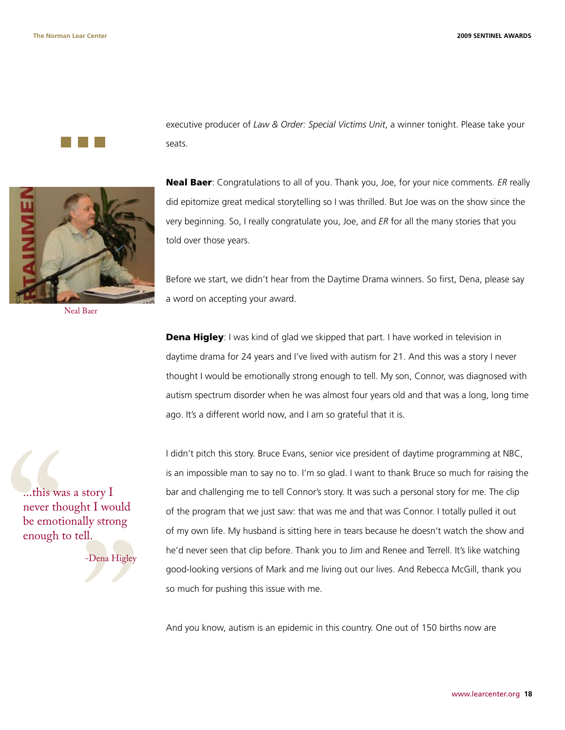executive producer of *Law & Order: Special Victims Unit*, a winner tonight. Please take your seats.

Neal Baer

**Neal Baer**: Congratulations to all of you. Thank you, Joe, for your nice comments. *ER* really did epitomize great medical storytelling so I was thrilled. But Joe was on the show since the very beginning. So, I really congratulate you, Joe, and *ER* for all the many stories that you told over those years.

Before we start, we didn't hear from the Daytime Drama winners. So first, Dena, please say a word on accepting your award.

**Dena Higley**: I was kind of glad we skipped that part. I have worked in television in daytime drama for 24 years and I've lived with autism for 21. And this was a story I never thought I would be emotionally strong enough to tell. My son, Connor, was diagnosed with autism spectrum disorder when he was almost four years old and that was a long, long time ago. It's a different world now, and I am so grateful that it is.

> "...this was a story I never thought I would be emotionally strong enough to tell."
>
> -Dena Higley

I didn't pitch this story. Bruce Evans, senior vice president of daytime programming at NBC, is an impossible man to say no to. I'm so glad. I want to thank Bruce so much for raising the bar and challenging me to tell Connor's story. It was such a personal story for me. The clip of the program that we just saw: that was me and that was Connor. I totally pulled it out of my own life. My husband is sitting here in tears because he doesn't watch the show and he'd never seen that clip before. Thank you to Jim and Renee and Terrell. It's like watching good-looking versions of Mark and me living out our lives. And Rebecca McGill, thank you so much for pushing this issue with me.

And you know, autism is an epidemic in this country. One out of 150 births now are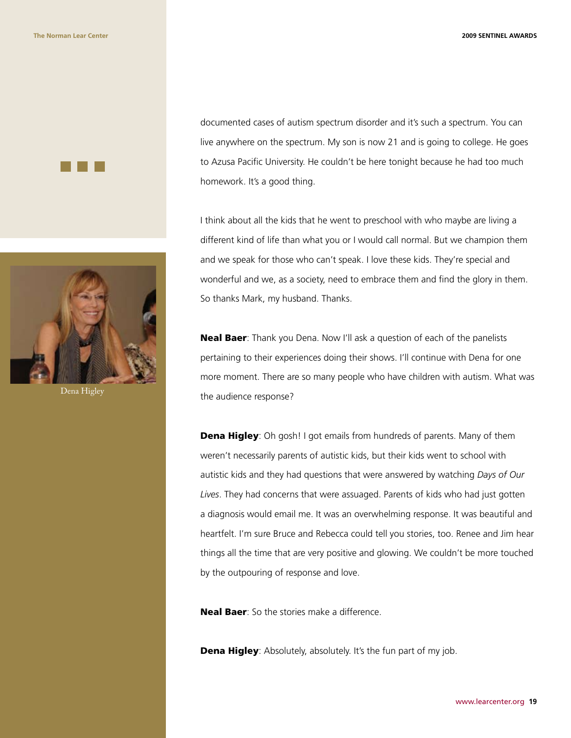documented cases of autism spectrum disorder and it's such a spectrum. You can live anywhere on the spectrum. My son is now 21 and is going to college. He goes to Azusa Pacific University. He couldn't be here tonight because he had too much homework. It's a good thing.

I think about all the kids that he went to preschool with who maybe are living a different kind of life than what you or I would call normal. But we champion them and we speak for those who can't speak. I love these kids. They're special and wonderful and we, as a society, need to embrace them and find the glory in them. So thanks Mark, my husband. Thanks.

Dena Higley

**Neal Baer**: Thank you Dena. Now I'll ask a question of each of the panelists pertaining to their experiences doing their shows. I'll continue with Dena for one more moment. There are so many people who have children with autism. What was the audience response?

**Dena Higley**: Oh gosh! I got emails from hundreds of parents. Many of them weren't necessarily parents of autistic kids, but their kids went to school with autistic kids and they had questions that were answered by watching *Days of Our Lives*. They had concerns that were assuaged. Parents of kids who had just gotten a diagnosis would email me. It was an overwhelming response. It was beautiful and heartfelt. I'm sure Bruce and Rebecca could tell you stories, too. Renee and Jim hear things all the time that are very positive and glowing. We couldn't be more touched by the outpouring of response and love.

**Neal Baer**: So the stories make a difference.

**Dena Higley**: Absolutely, absolutely. It's the fun part of my job.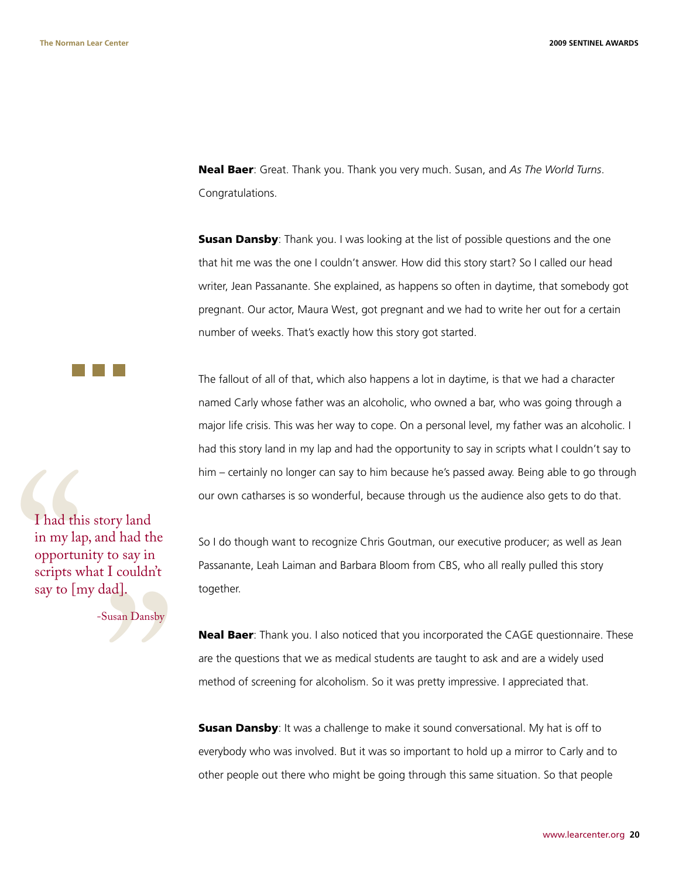**Neal Baer**: Great. Thank you. Thank you very much. Susan, and *As The World Turns*. Congratulations.

**Susan Dansby**: Thank you. I was looking at the list of possible questions and the one that hit me was the one I couldn't answer. How did this story start? So I called our head writer, Jean Passanante. She explained, as happens so often in daytime, that somebody got pregnant. Our actor, Maura West, got pregnant and we had to write her out for a certain number of weeks. That's exactly how this story got started.

The fallout of all of that, which also happens a lot in daytime, is that we had a character named Carly whose father was an alcoholic, who owned a bar, who was going through a major life crisis. This was her way to cope. On a personal level, my father was an alcoholic. I had this story land in my lap and had the opportunity to say in scripts what I couldn't say to him – certainly no longer can say to him because he's passed away. Being able to go through our own catharses is so wonderful, because through us the audience also gets to do that.

> I had this story land in my lap, and had the opportunity to say in scripts what I couldn't say to [my dad].
>
> -Susan Dansby

So I do though want to recognize Chris Goutman, our executive producer; as well as Jean Passanante, Leah Laiman and Barbara Bloom from CBS, who all really pulled this story together.

**Neal Baer**: Thank you. I also noticed that you incorporated the CAGE questionnaire. These are the questions that we as medical students are taught to ask and are a widely used method of screening for alcoholism. So it was pretty impressive. I appreciated that.

**Susan Dansby**: It was a challenge to make it sound conversational. My hat is off to everybody who was involved. But it was so important to hold up a mirror to Carly and to other people out there who might be going through this same situation. So that people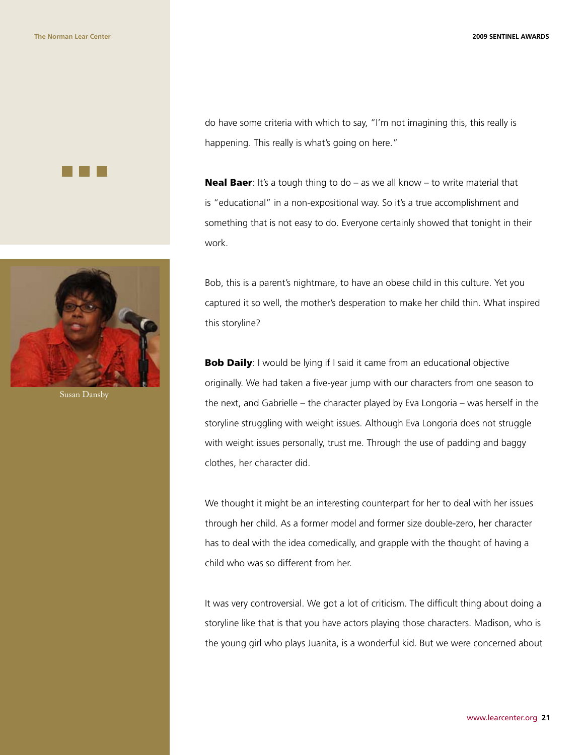do have some criteria with which to say, "I'm not imagining this, this really is happening. This really is what's going on here."

**Neal Baer**: It's a tough thing to do – as we all know – to write material that is "educational" in a non-expositional way. So it's a true accomplishment and something that is not easy to do. Everyone certainly showed that tonight in their work.

Bob, this is a parent's nightmare, to have an obese child in this culture. Yet you captured it so well, the mother's desperation to make her child thin. What inspired this storyline?

**Bob Daily**: I would be lying if I said it came from an educational objective originally. We had taken a five-year jump with our characters from one season to the next, and Gabrielle – the character played by Eva Longoria – was herself in the storyline struggling with weight issues. Although Eva Longoria does not struggle with weight issues personally, trust me. Through the use of padding and baggy clothes, her character did.

We thought it might be an interesting counterpart for her to deal with her issues through her child. As a former model and former size double-zero, her character has to deal with the idea comedically, and grapple with the thought of having a child who was so different from her.

It was very controversial. We got a lot of criticism. The difficult thing about doing a storyline like that is that you have actors playing those characters. Madison, who is the young girl who plays Juanita, is a wonderful kid. But we were concerned about

Susan Dansby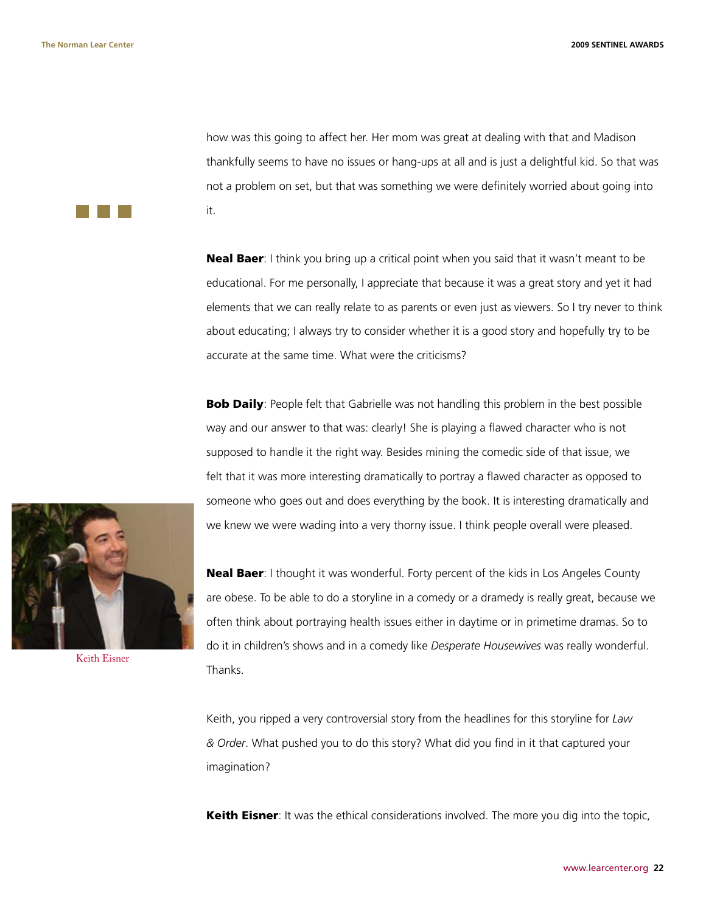how was this going to affect her. Her mom was great at dealing with that and Madison thankfully seems to have no issues or hang-ups at all and is just a delightful kid. So that was not a problem on set, but that was something we were definitely worried about going into it.

**Neal Baer**: I think you bring up a critical point when you said that it wasn't meant to be educational. For me personally, I appreciate that because it was a great story and yet it had elements that we can really relate to as parents or even just as viewers. So I try never to think about educating; I always try to consider whether it is a good story and hopefully try to be accurate at the same time. What were the criticisms?

**Bob Daily**: People felt that Gabrielle was not handling this problem in the best possible way and our answer to that was: clearly! She is playing a flawed character who is not supposed to handle it the right way. Besides mining the comedic side of that issue, we felt that it was more interesting dramatically to portray a flawed character as opposed to someone who goes out and does everything by the book. It is interesting dramatically and we knew we were wading into a very thorny issue. I think people overall were pleased.

Keith Eisner

**Neal Baer**: I thought it was wonderful. Forty percent of the kids in Los Angeles County are obese. To be able to do a storyline in a comedy or a dramedy is really great, because we often think about portraying health issues either in daytime or in primetime dramas. So to do it in children's shows and in a comedy like *Desperate Housewives* was really wonderful. Thanks.

Keith, you ripped a very controversial story from the headlines for this storyline for *Law & Order*. What pushed you to do this story? What did you find in it that captured your imagination?

**Keith Eisner**: It was the ethical considerations involved. The more you dig into the topic,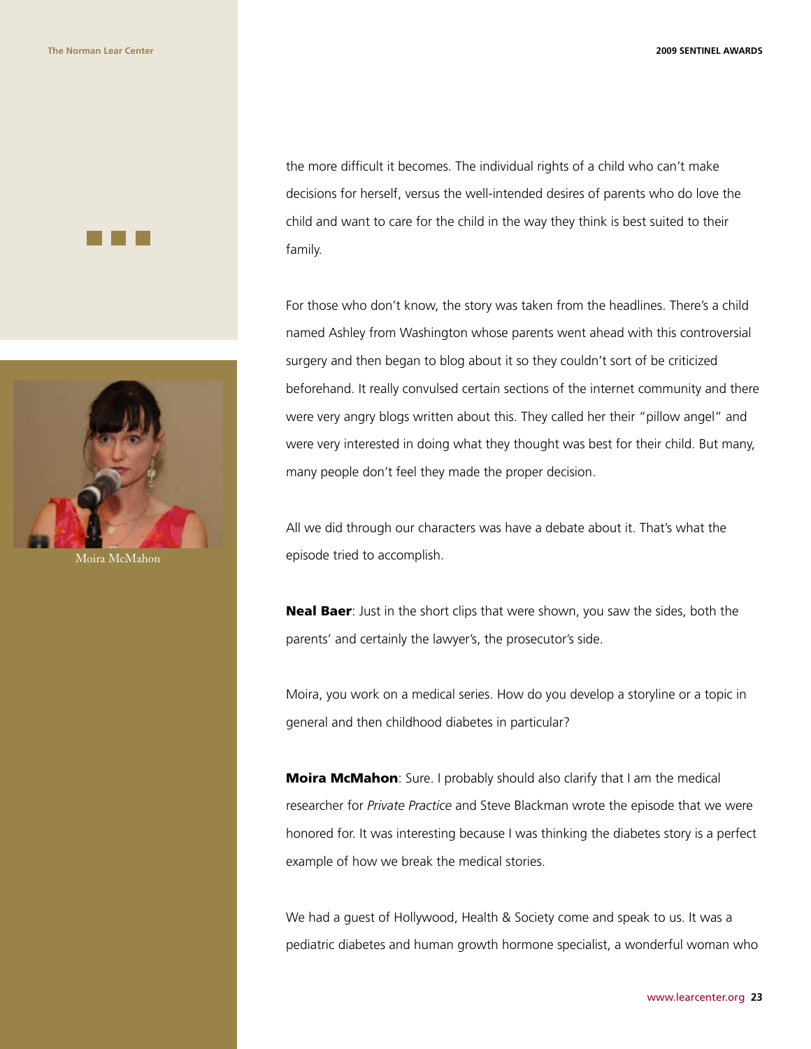the more difficult it becomes. The individual rights of a child who can't make decisions for herself, versus the well-intended desires of parents who do love the child and want to care for the child in the way they think is best suited to their family.

For those who don't know, the story was taken from the headlines. There's a child named Ashley from Washington whose parents went ahead with this controversial surgery and then began to blog about it so they couldn't sort of be criticized beforehand. It really convulsed certain sections of the internet community and there were very angry blogs written about this. They called her their "pillow angel" and were very interested in doing what they thought was best for their child. But many, many people don't feel they made the proper decision.

All we did through our characters was have a debate about it. That's what the episode tried to accomplish.

Moira McMahon

**Neal Baer**: Just in the short clips that were shown, you saw the sides, both the parents' and certainly the lawyer's, the prosecutor's side.

Moira, you work on a medical series. How do you develop a storyline or a topic in general and then childhood diabetes in particular?

**Moira McMahon**: Sure. I probably should also clarify that I am the medical researcher for *Private Practice* and Steve Blackman wrote the episode that we were honored for. It was interesting because I was thinking the diabetes story is a perfect example of how we break the medical stories.

We had a guest of Hollywood, Health & Society come and speak to us. It was a pediatric diabetes and human growth hormone specialist, a wonderful woman who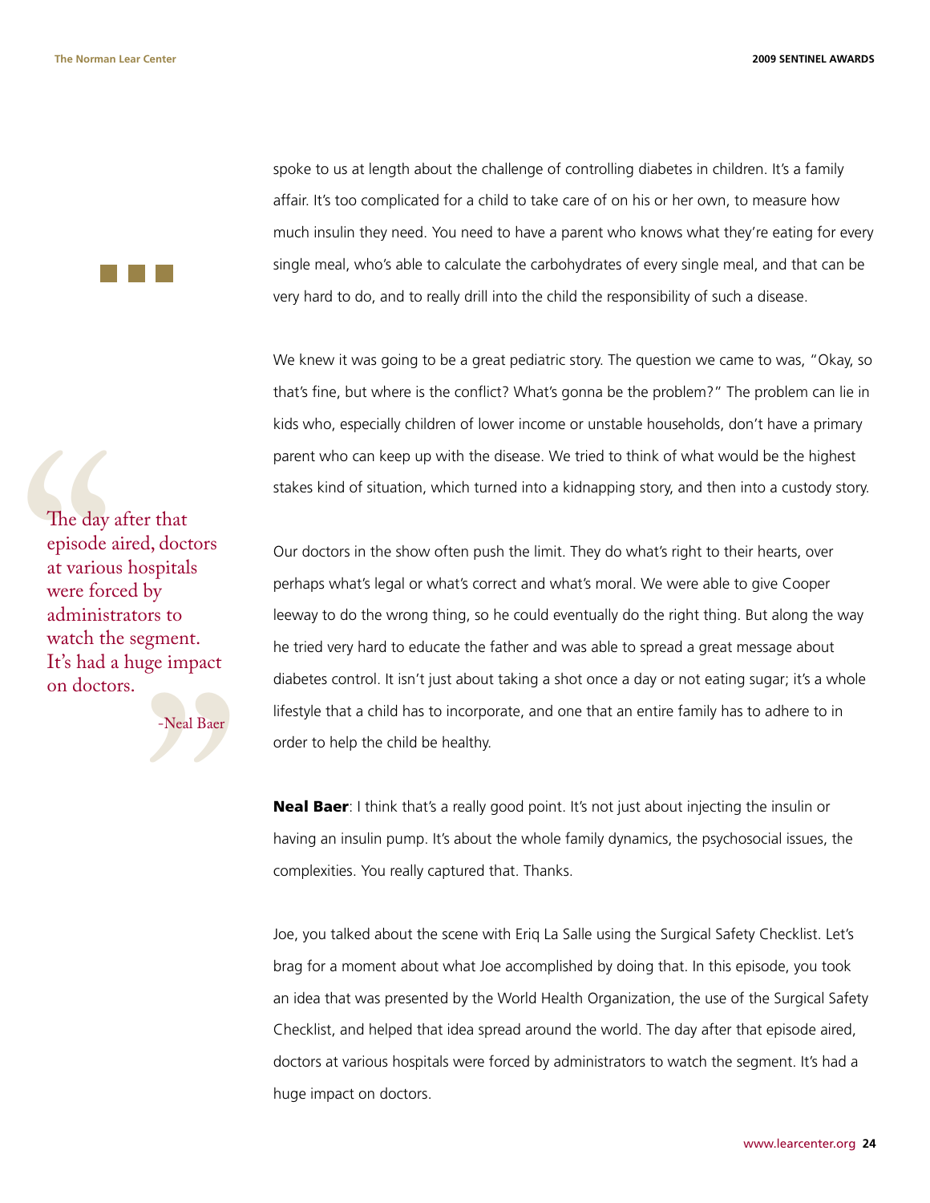spoke to us at length about the challenge of controlling diabetes in children. It's a family affair. It's too complicated for a child to take care of on his or her own, to measure how much insulin they need. You need to have a parent who knows what they're eating for every single meal, who's able to calculate the carbohydrates of every single meal, and that can be very hard to do, and to really drill into the child the responsibility of such a disease.

We knew it was going to be a great pediatric story. The question we came to was, "Okay, so that's fine, but where is the conflict? What's gonna be the problem?" The problem can lie in kids who, especially children of lower income or unstable households, don't have a primary parent who can keep up with the disease. We tried to think of what would be the highest stakes kind of situation, which turned into a kidnapping story, and then into a custody story.

> The day after that episode aired, doctors at various hospitals were forced by administrators to watch the segment. It's had a huge impact on doctors.
>
> -Neal Baer

Our doctors in the show often push the limit. They do what's right to their hearts, over perhaps what's legal or what's correct and what's moral. We were able to give Cooper leeway to do the wrong thing, so he could eventually do the right thing. But along the way he tried very hard to educate the father and was able to spread a great message about diabetes control. It isn't just about taking a shot once a day or not eating sugar; it's a whole lifestyle that a child has to incorporate, and one that an entire family has to adhere to in order to help the child be healthy.

**Neal Baer**: I think that's a really good point. It's not just about injecting the insulin or having an insulin pump. It's about the whole family dynamics, the psychosocial issues, the complexities. You really captured that. Thanks.

Joe, you talked about the scene with Eriq La Salle using the Surgical Safety Checklist. Let's brag for a moment about what Joe accomplished by doing that. In this episode, you took an idea that was presented by the World Health Organization, the use of the Surgical Safety Checklist, and helped that idea spread around the world. The day after that episode aired, doctors at various hospitals were forced by administrators to watch the segment. It's had a huge impact on doctors.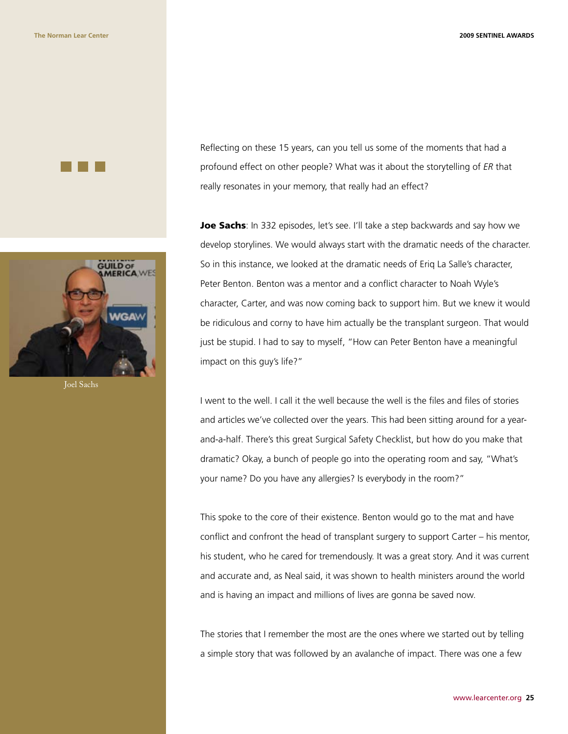Reflecting on these 15 years, can you tell us some of the moments that had a profound effect on other people? What was it about the storytelling of *ER* that really resonates in your memory, that really had an effect?

**Joe Sachs**: In 332 episodes, let's see. I'll take a step backwards and say how we develop storylines. We would always start with the dramatic needs of the character. So in this instance, we looked at the dramatic needs of Eriq La Salle's character, Peter Benton. Benton was a mentor and a conflict character to Noah Wyle's character, Carter, and was now coming back to support him. But we knew it would be ridiculous and corny to have him actually be the transplant surgeon. That would just be stupid. I had to say to myself, "How can Peter Benton have a meaningful impact on this guy's life?"

I went to the well. I call it the well because the well is the files and files of stories and articles we've collected over the years. This had been sitting around for a year-and-a-half. There's this great Surgical Safety Checklist, but how do you make that dramatic? Okay, a bunch of people go into the operating room and say, "What's your name? Do you have any allergies? Is everybody in the room?"

This spoke to the core of their existence. Benton would go to the mat and have conflict and confront the head of transplant surgery to support Carter – his mentor, his student, who he cared for tremendously. It was a great story. And it was current and accurate and, as Neal said, it was shown to health ministers around the world and is having an impact and millions of lives are gonna be saved now.

The stories that I remember the most are the ones where we started out by telling a simple story that was followed by an avalanche of impact. There was one a few

Joel Sachs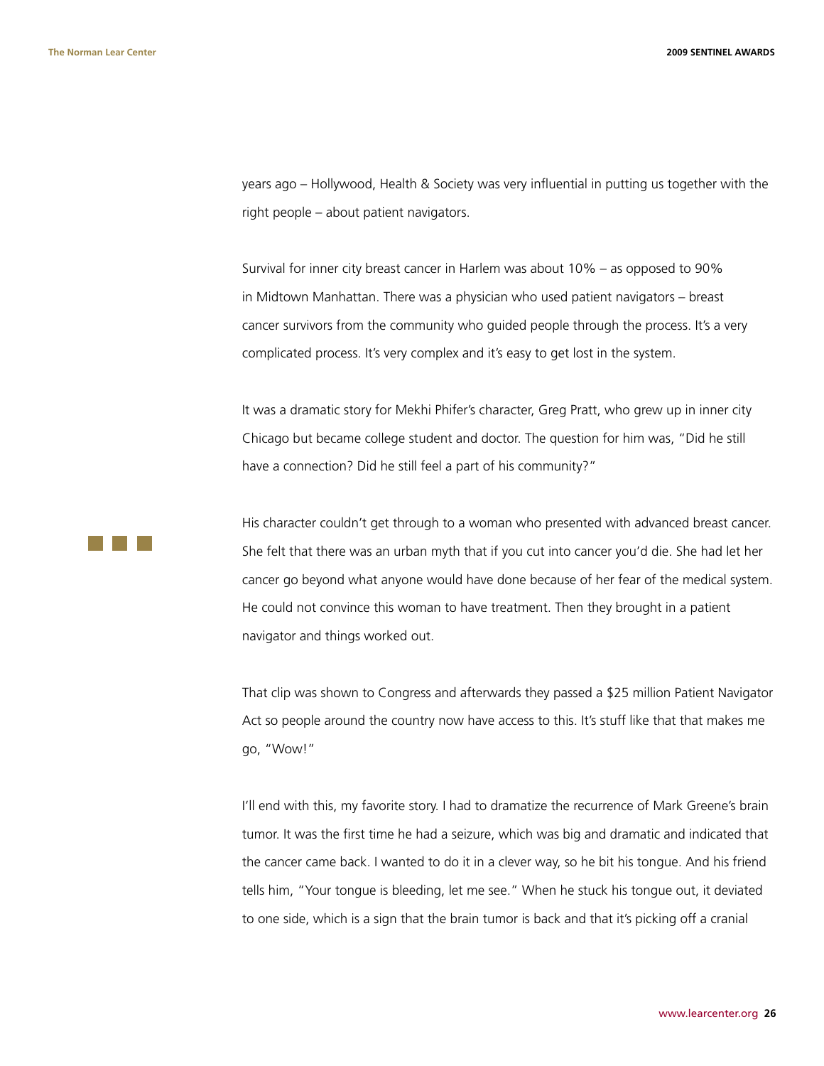years ago – Hollywood, Health & Society was very influential in putting us together with the right people – about patient navigators.

Survival for inner city breast cancer in Harlem was about 10% – as opposed to 90% in Midtown Manhattan. There was a physician who used patient navigators – breast cancer survivors from the community who guided people through the process. It's a very complicated process. It's very complex and it's easy to get lost in the system.

It was a dramatic story for Mekhi Phifer's character, Greg Pratt, who grew up in inner city Chicago but became college student and doctor. The question for him was, "Did he still have a connection? Did he still feel a part of his community?"

His character couldn't get through to a woman who presented with advanced breast cancer. She felt that there was an urban myth that if you cut into cancer you'd die. She had let her cancer go beyond what anyone would have done because of her fear of the medical system. He could not convince this woman to have treatment. Then they brought in a patient navigator and things worked out.

That clip was shown to Congress and afterwards they passed a $25 million Patient Navigator Act so people around the country now have access to this. It's stuff like that that makes me go, "Wow!"

I'll end with this, my favorite story. I had to dramatize the recurrence of Mark Greene's brain tumor. It was the first time he had a seizure, which was big and dramatic and indicated that the cancer came back. I wanted to do it in a clever way, so he bit his tongue. And his friend tells him, "Your tongue is bleeding, let me see." When he stuck his tongue out, it deviated to one side, which is a sign that the brain tumor is back and that it's picking off a cranial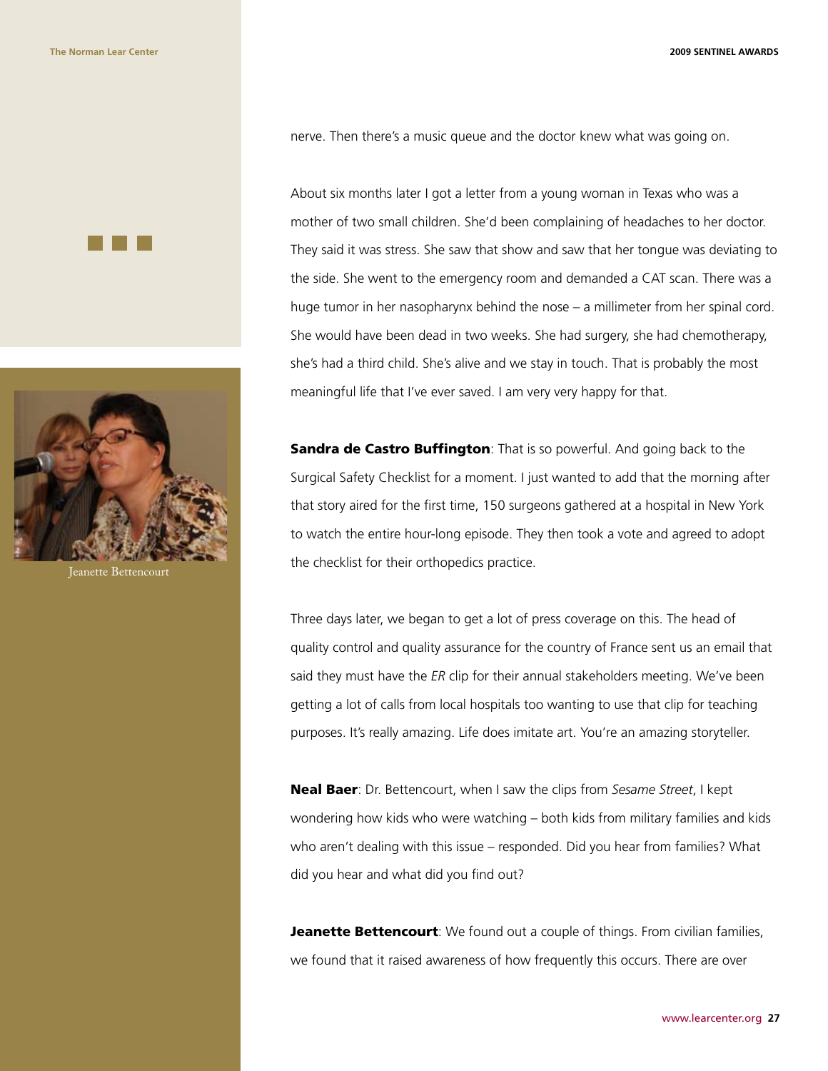nerve. Then there's a music queue and the doctor knew what was going on.

About six months later I got a letter from a young woman in Texas who was a mother of two small children. She'd been complaining of headaches to her doctor. They said it was stress. She saw that show and saw that her tongue was deviating to the side. She went to the emergency room and demanded a CAT scan. There was a huge tumor in her nasopharynx behind the nose – a millimeter from her spinal cord. She would have been dead in two weeks. She had surgery, she had chemotherapy, she's had a third child. She's alive and we stay in touch. That is probably the most meaningful life that I've ever saved. I am very very happy for that.

**Sandra de Castro Buffington**: That is so powerful. And going back to the Surgical Safety Checklist for a moment. I just wanted to add that the morning after that story aired for the first time, 150 surgeons gathered at a hospital in New York to watch the entire hour-long episode. They then took a vote and agreed to adopt the checklist for their orthopedics practice.

Three days later, we began to get a lot of press coverage on this. The head of quality control and quality assurance for the country of France sent us an email that said they must have the *ER* clip for their annual stakeholders meeting. We've been getting a lot of calls from local hospitals too wanting to use that clip for teaching purposes. It's really amazing. Life does imitate art. You're an amazing storyteller.

**Neal Baer**: Dr. Bettencourt, when I saw the clips from *Sesame Street*, I kept wondering how kids who were watching – both kids from military families and kids who aren't dealing with this issue – responded. Did you hear from families? What did you hear and what did you find out?

**Jeanette Bettencourt**: We found out a couple of things. From civilian families, we found that it raised awareness of how frequently this occurs. There are over

Jeanette Bettencourt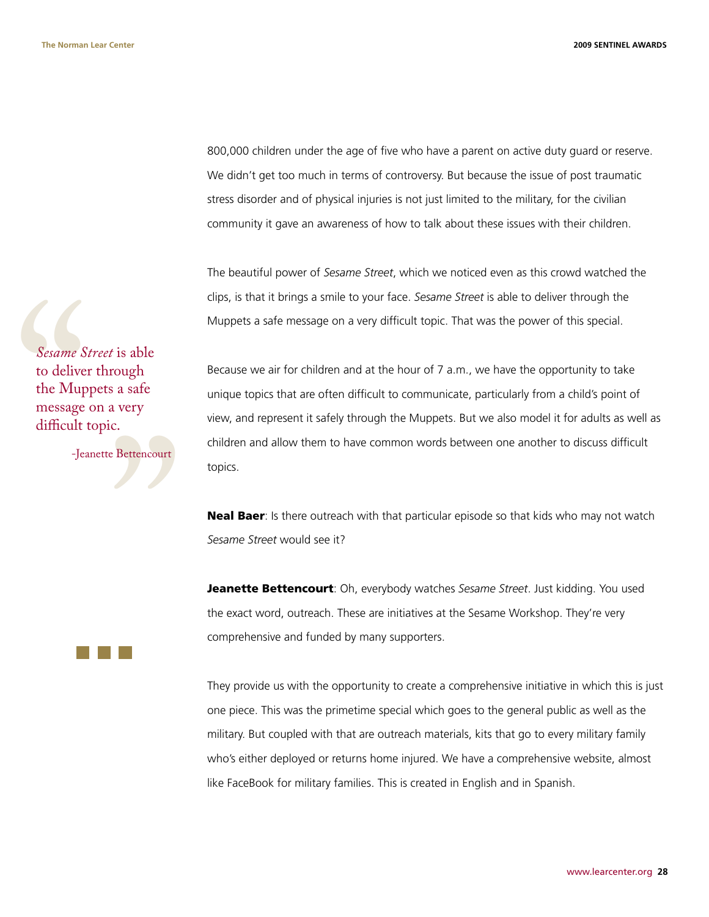800,000 children under the age of five who have a parent on active duty guard or reserve. We didn't get too much in terms of controversy. But because the issue of post traumatic stress disorder and of physical injuries is not just limited to the military, for the civilian community it gave an awareness of how to talk about these issues with their children.

The beautiful power of *Sesame Street*, which we noticed even as this crowd watched the clips, is that it brings a smile to your face. *Sesame Street* is able to deliver through the Muppets a safe message on a very difficult topic. That was the power of this special.

> *Sesame Street* is able to deliver through the Muppets a safe message on a very difficult topic.
>
> -Jeanette Bettencourt

Because we air for children and at the hour of 7 a.m., we have the opportunity to take unique topics that are often difficult to communicate, particularly from a child's point of view, and represent it safely through the Muppets. But we also model it for adults as well as children and allow them to have common words between one another to discuss difficult topics.

**Neal Baer**: Is there outreach with that particular episode so that kids who may not watch *Sesame Street* would see it?

**Jeanette Bettencourt**: Oh, everybody watches *Sesame Street*. Just kidding. You used the exact word, outreach. These are initiatives at the Sesame Workshop. They're very comprehensive and funded by many supporters.

They provide us with the opportunity to create a comprehensive initiative in which this is just one piece. This was the primetime special which goes to the general public as well as the military. But coupled with that are outreach materials, kits that go to every military family who's either deployed or returns home injured. We have a comprehensive website, almost like FaceBook for military families. This is created in English and in Spanish.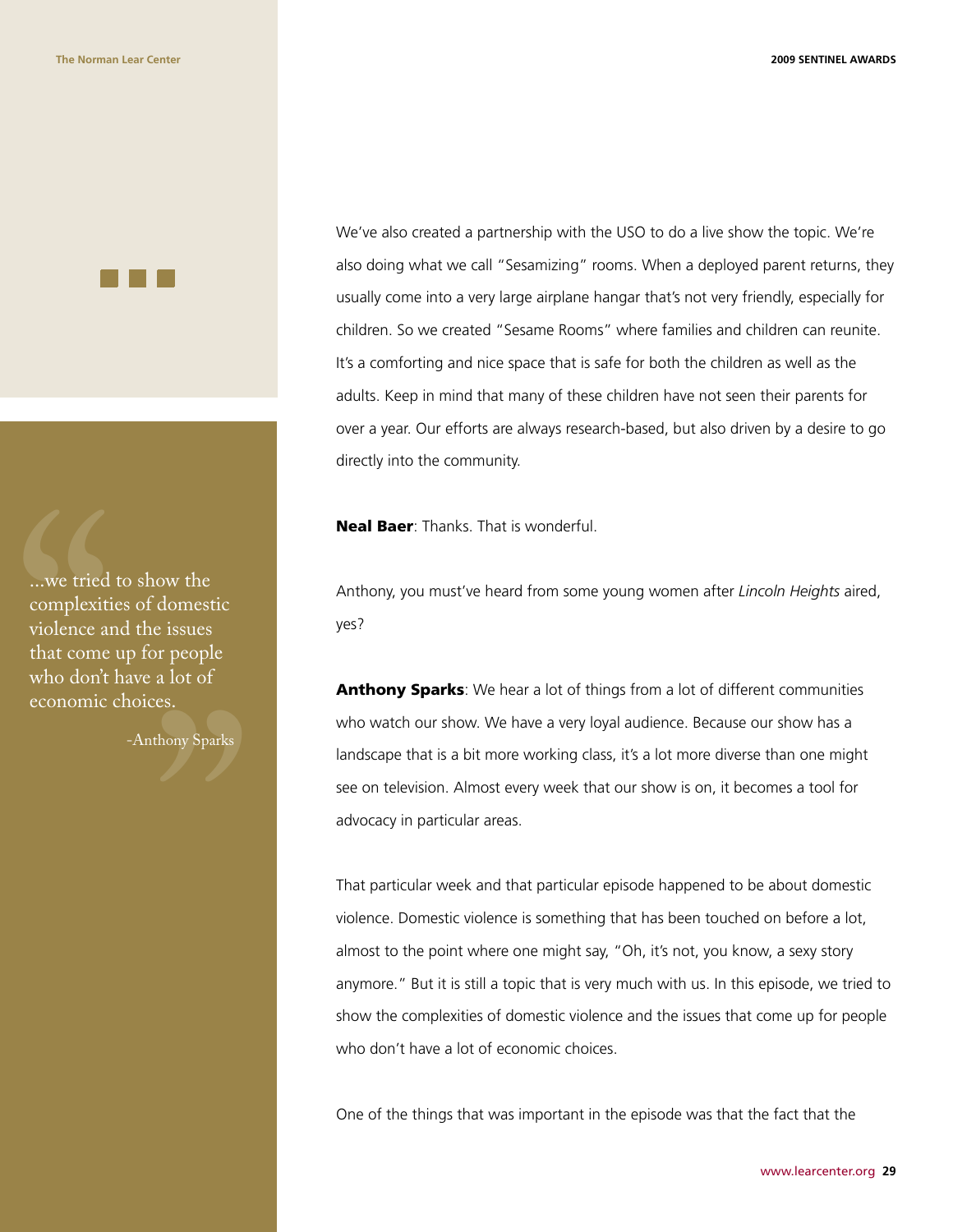> ...we tried to show the complexities of domestic violence and the issues that come up for people who don't have a lot of economic choices.
>
> -Anthony Sparks

We've also created a partnership with the USO to do a live show the topic. We're also doing what we call "Sesamizing" rooms. When a deployed parent returns, they usually come into a very large airplane hangar that's not very friendly, especially for children. So we created "Sesame Rooms" where families and children can reunite. It's a comforting and nice space that is safe for both the children as well as the adults. Keep in mind that many of these children have not seen their parents for over a year. Our efforts are always research-based, but also driven by a desire to go directly into the community.

**Neal Baer**: Thanks. That is wonderful.

Anthony, you must've heard from some young women after *Lincoln Heights* aired, yes?

**Anthony Sparks**: We hear a lot of things from a lot of different communities who watch our show. We have a very loyal audience. Because our show has a landscape that is a bit more working class, it's a lot more diverse than one might see on television. Almost every week that our show is on, it becomes a tool for advocacy in particular areas.

That particular week and that particular episode happened to be about domestic violence. Domestic violence is something that has been touched on before a lot, almost to the point where one might say, "Oh, it's not, you know, a sexy story anymore." But it is still a topic that is very much with us. In this episode, we tried to show the complexities of domestic violence and the issues that come up for people who don't have a lot of economic choices.

One of the things that was important in the episode was that the fact that the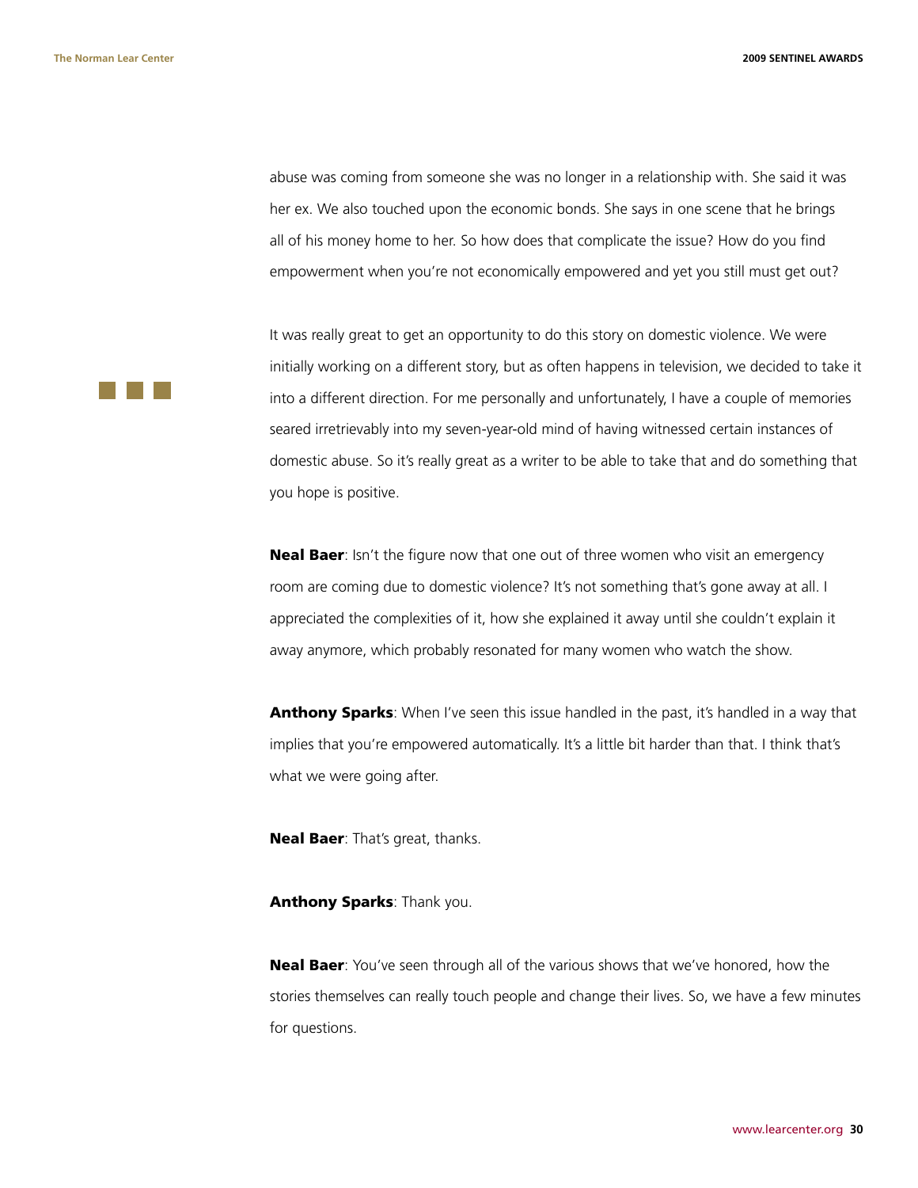abuse was coming from someone she was no longer in a relationship with. She said it was her ex. We also touched upon the economic bonds. She says in one scene that he brings all of his money home to her. So how does that complicate the issue? How do you find empowerment when you're not economically empowered and yet you still must get out?

It was really great to get an opportunity to do this story on domestic violence. We were initially working on a different story, but as often happens in television, we decided to take it into a different direction. For me personally and unfortunately, I have a couple of memories seared irretrievably into my seven-year-old mind of having witnessed certain instances of domestic abuse. So it's really great as a writer to be able to take that and do something that you hope is positive.

**Neal Baer**: Isn't the figure now that one out of three women who visit an emergency room are coming due to domestic violence? It's not something that's gone away at all. I appreciated the complexities of it, how she explained it away until she couldn't explain it away anymore, which probably resonated for many women who watch the show.

**Anthony Sparks**: When I've seen this issue handled in the past, it's handled in a way that implies that you're empowered automatically. It's a little bit harder than that. I think that's what we were going after.

**Neal Baer**: That's great, thanks.

**Anthony Sparks**: Thank you.

**Neal Baer**: You've seen through all of the various shows that we've honored, how the stories themselves can really touch people and change their lives. So, we have a few minutes for questions.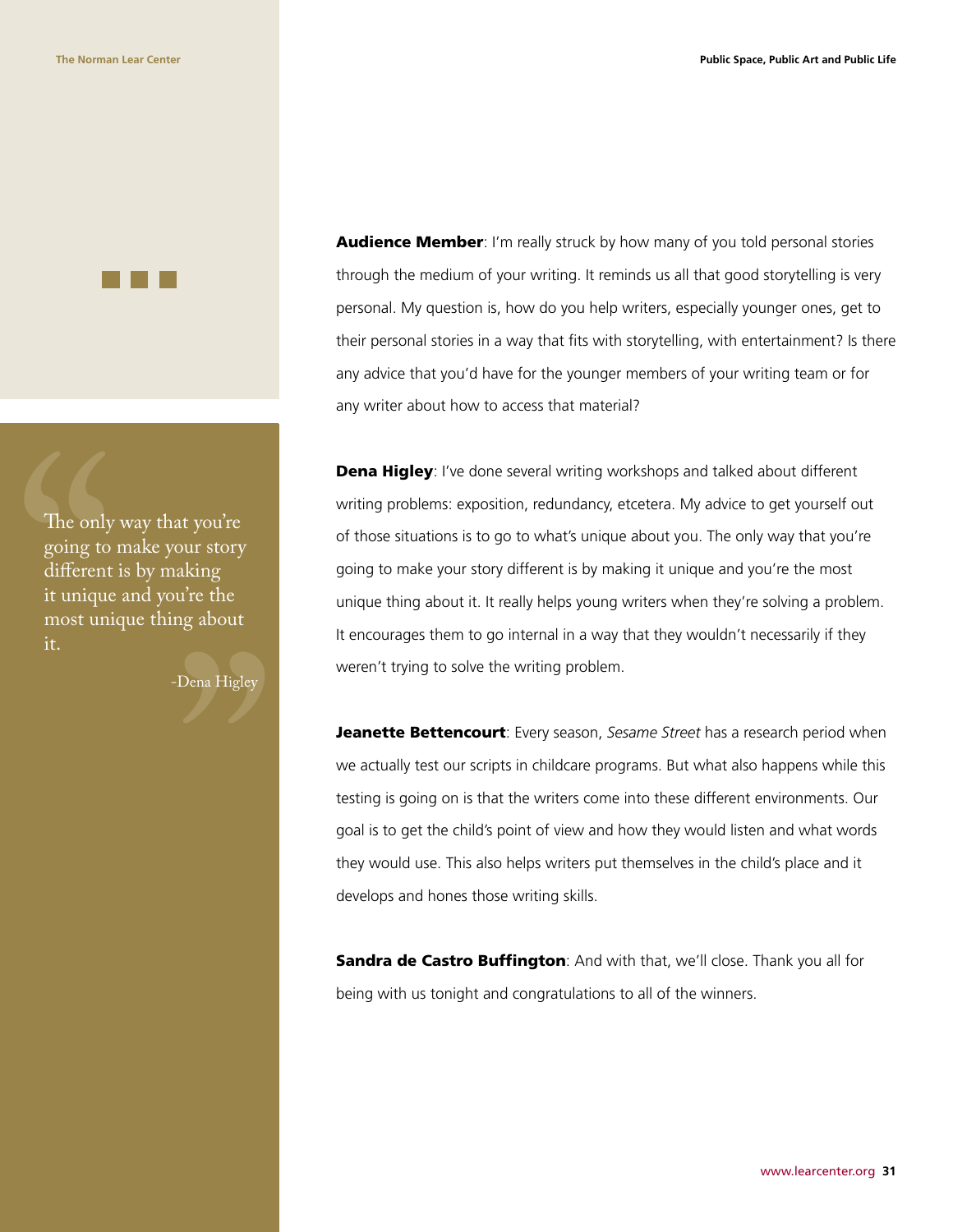> The only way that you're going to make your story different is by making it unique and you're the most unique thing about it.
>
> -Dena Higley

**Audience Member**: I'm really struck by how many of you told personal stories through the medium of your writing. It reminds us all that good storytelling is very personal. My question is, how do you help writers, especially younger ones, get to their personal stories in a way that fits with storytelling, with entertainment? Is there any advice that you'd have for the younger members of your writing team or for any writer about how to access that material?

**Dena Higley**: I've done several writing workshops and talked about different writing problems: exposition, redundancy, etcetera. My advice to get yourself out of those situations is to go to what's unique about you. The only way that you're going to make your story different is by making it unique and you're the most unique thing about it. It really helps young writers when they're solving a problem. It encourages them to go internal in a way that they wouldn't necessarily if they weren't trying to solve the writing problem.

**Jeanette Bettencourt**: Every season, *Sesame Street* has a research period when we actually test our scripts in childcare programs. But what also happens while this testing is going on is that the writers come into these different environments. Our goal is to get the child's point of view and how they would listen and what words they would use. This also helps writers put themselves in the child's place and it develops and hones those writing skills.

**Sandra de Castro Buffington**: And with that, we'll close. Thank you all for being with us tonight and congratulations to all of the winners.